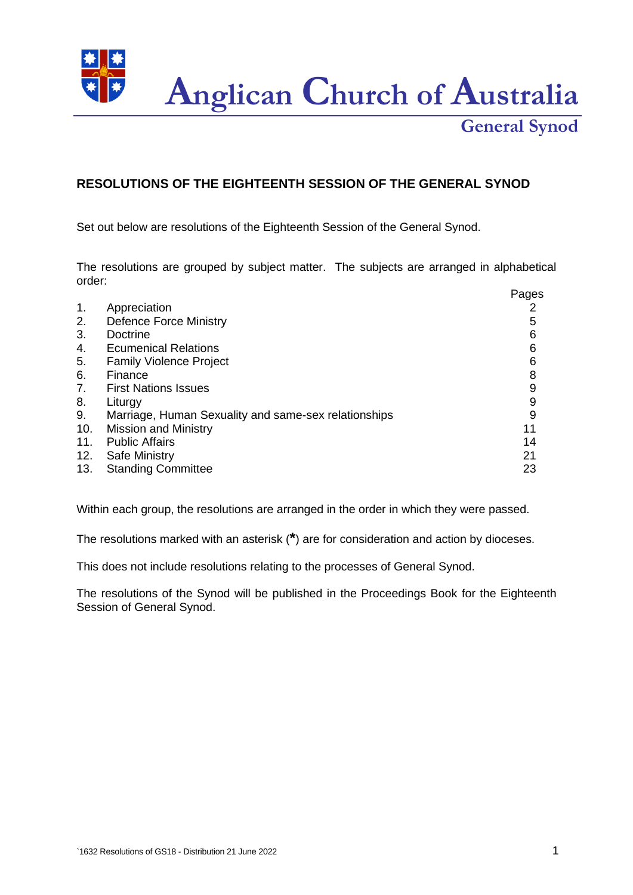# Anglican Church of Australia

## General Synod

### RESOLUTIONS OF THE EIGHTEENTH SESSION OF THE GENERAL SYNOD

Set out below are resolutions of the Eighteenth Session of the General Synod.

The resolutions are grouped by subject matter. The subjects are arranged in alphabetical order:

| | | Pages |
|---|---|---|
| 1. | Appreciation | 2 |
| 2. | Defence Force Ministry | 5 |
| 3. | Doctrine | 6 |
| 4. | Ecumenical Relations | 6 |
| 5. | Family Violence Project | 6 |
| 6. | Finance | 8 |
| 7. | First Nations Issues | 9 |
| 8. | Liturgy | 9 |
| 9. | Marriage, Human Sexuality and same-sex relationships | 9 |
| 10. | Mission and Ministry | 11 |
| 11. | Public Affairs | 14 |
| 12. | Safe Ministry | 21 |
| 13. | Standing Committee | 23 |

Within each group, the resolutions are arranged in the order in which they were passed.

The resolutions marked with an asterisk (**\***) are for consideration and action by dioceses.

This does not include resolutions relating to the processes of General Synod.

The resolutions of the Synod will be published in the Proceedings Book for the Eighteenth Session of General Synod.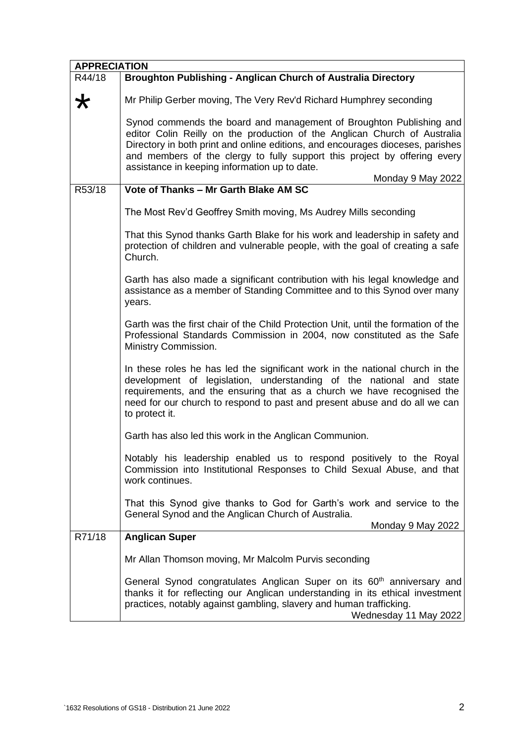| APPRECIATION | |
|---|---|
| R44/18<br><br>* | **Broughton Publishing - Anglican Church of Australia Directory**<br><br>Mr Philip Gerber moving, The Very Rev'd Richard Humphrey seconding<br><br>Synod commends the board and management of Broughton Publishing and editor Colin Reilly on the production of the Anglican Church of Australia Directory in both print and online editions, and encourages dioceses, parishes and members of the clergy to fully support this project by offering every assistance in keeping information up to date.<br><br>Monday 9 May 2022 |
| R53/18 | **Vote of Thanks – Mr Garth Blake AM SC**<br><br>The Most Rev'd Geoffrey Smith moving, Ms Audrey Mills seconding<br><br>That this Synod thanks Garth Blake for his work and leadership in safety and protection of children and vulnerable people, with the goal of creating a safe Church.<br><br>Garth has also made a significant contribution with his legal knowledge and assistance as a member of Standing Committee and to this Synod over many years.<br><br>Garth was the first chair of the Child Protection Unit, until the formation of the Professional Standards Commission in 2004, now constituted as the Safe Ministry Commission.<br><br>In these roles he has led the significant work in the national church in the development of legislation, understanding of the national and state requirements, and the ensuring that as a church we have recognised the need for our church to respond to past and present abuse and do all we can to protect it.<br><br>Garth has also led this work in the Anglican Communion.<br><br>Notably his leadership enabled us to respond positively to the Royal Commission into Institutional Responses to Child Sexual Abuse, and that work continues.<br><br>That this Synod give thanks to God for Garth's work and service to the General Synod and the Anglican Church of Australia.<br><br>Monday 9 May 2022 |
| R71/18 | **Anglican Super**<br><br>Mr Allan Thomson moving, Mr Malcolm Purvis seconding<br><br>General Synod congratulates Anglican Super on its 60th anniversary and thanks it for reflecting our Anglican understanding in its ethical investment practices, notably against gambling, slavery and human trafficking.<br><br>Wednesday 11 May 2022 |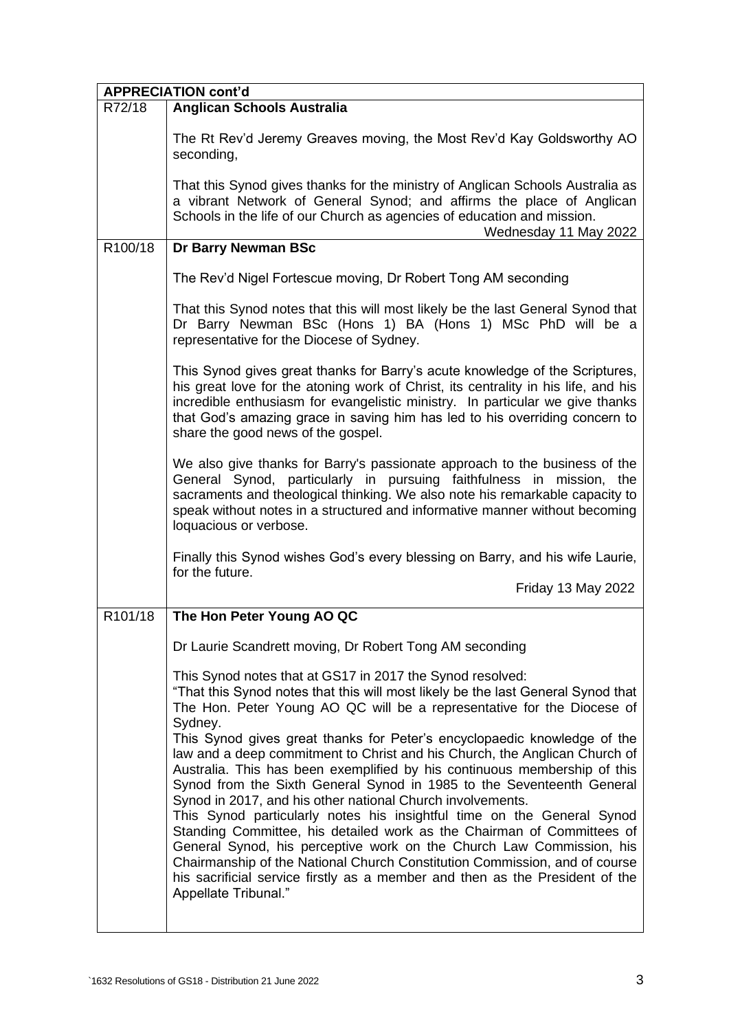| APPRECIATION cont'd | |
|---|---|
| R72/18 | **Anglican Schools Australia**<br><br>The Rt Rev'd Jeremy Greaves moving, the Most Rev'd Kay Goldsworthy AO seconding,<br><br>That this Synod gives thanks for the ministry of Anglican Schools Australia as a vibrant Network of General Synod; and affirms the place of Anglican Schools in the life of our Church as agencies of education and mission.<br>Wednesday 11 May 2022 |
| R100/18 | **Dr Barry Newman BSc**<br><br>The Rev'd Nigel Fortescue moving, Dr Robert Tong AM seconding<br><br>That this Synod notes that this will most likely be the last General Synod that Dr Barry Newman BSc (Hons 1) BA (Hons 1) MSc PhD will be a representative for the Diocese of Sydney.<br><br>This Synod gives great thanks for Barry's acute knowledge of the Scriptures, his great love for the atoning work of Christ, its centrality in his life, and his incredible enthusiasm for evangelistic ministry. In particular we give thanks that God's amazing grace in saving him has led to his overriding concern to share the good news of the gospel.<br><br>We also give thanks for Barry's passionate approach to the business of the General Synod, particularly in pursuing faithfulness in mission, the sacraments and theological thinking. We also note his remarkable capacity to speak without notes in a structured and informative manner without becoming loquacious or verbose.<br><br>Finally this Synod wishes God's every blessing on Barry, and his wife Laurie, for the future.<br>Friday 13 May 2022 |
| R101/18 | **The Hon Peter Young AO QC**<br><br>Dr Laurie Scandrett moving, Dr Robert Tong AM seconding<br><br>This Synod notes that at GS17 in 2017 the Synod resolved:<br>"That this Synod notes that this will most likely be the last General Synod that The Hon. Peter Young AO QC will be a representative for the Diocese of Sydney.<br>This Synod gives great thanks for Peter's encyclopaedic knowledge of the law and a deep commitment to Christ and his Church, the Anglican Church of Australia. This has been exemplified by his continuous membership of this Synod from the Sixth General Synod in 1985 to the Seventeenth General Synod in 2017, and his other national Church involvements.<br>This Synod particularly notes his insightful time on the General Synod Standing Committee, his detailed work as the Chairman of Committees of General Synod, his perceptive work on the Church Law Commission, his Chairmanship of the National Church Constitution Commission, and of course his sacrificial service firstly as a member and then as the President of the Appellate Tribunal." |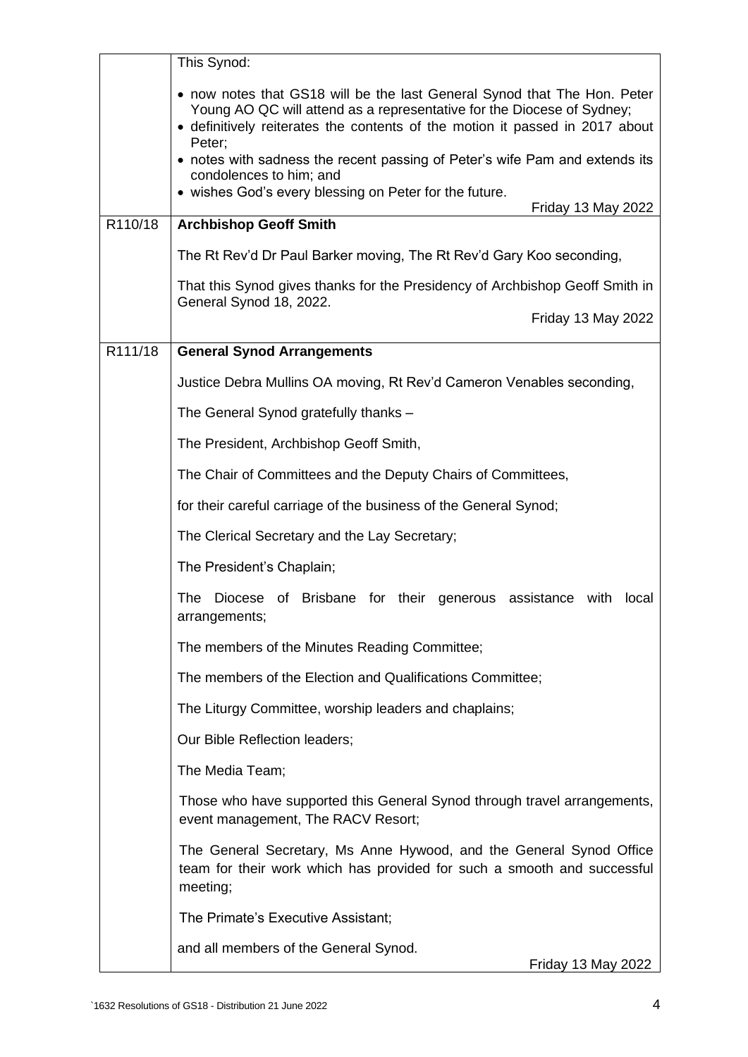| | |
|---|---|
| | This Synod:<br><br>• now notes that GS18 will be the last General Synod that The Hon. Peter Young AO QC will attend as a representative for the Diocese of Sydney;<br>• definitively reiterates the contents of the motion it passed in 2017 about Peter;<br>• notes with sadness the recent passing of Peter's wife Pam and extends its condolences to him; and<br>• wishes God's every blessing on Peter for the future.<br><br>Friday 13 May 2022 |
| R110/18 | **Archbishop Geoff Smith**<br><br>The Rt Rev'd Dr Paul Barker moving, The Rt Rev'd Gary Koo seconding,<br><br>That this Synod gives thanks for the Presidency of Archbishop Geoff Smith in General Synod 18, 2022.<br><br>Friday 13 May 2022 |
| R111/18 | **General Synod Arrangements**<br><br>Justice Debra Mullins OA moving, Rt Rev'd Cameron Venables seconding,<br><br>The General Synod gratefully thanks –<br><br>The President, Archbishop Geoff Smith,<br><br>The Chair of Committees and the Deputy Chairs of Committees,<br><br>for their careful carriage of the business of the General Synod;<br><br>The Clerical Secretary and the Lay Secretary;<br><br>The President's Chaplain;<br><br>The Diocese of Brisbane for their generous assistance with local arrangements;<br><br>The members of the Minutes Reading Committee;<br><br>The members of the Election and Qualifications Committee;<br><br>The Liturgy Committee, worship leaders and chaplains;<br><br>Our Bible Reflection leaders;<br><br>The Media Team;<br><br>Those who have supported this General Synod through travel arrangements, event management, The RACV Resort;<br><br>The General Secretary, Ms Anne Hywood, and the General Synod Office team for their work which has provided for such a smooth and successful meeting;<br><br>The Primate's Executive Assistant;<br><br>and all members of the General Synod.<br><br>Friday 13 May 2022 |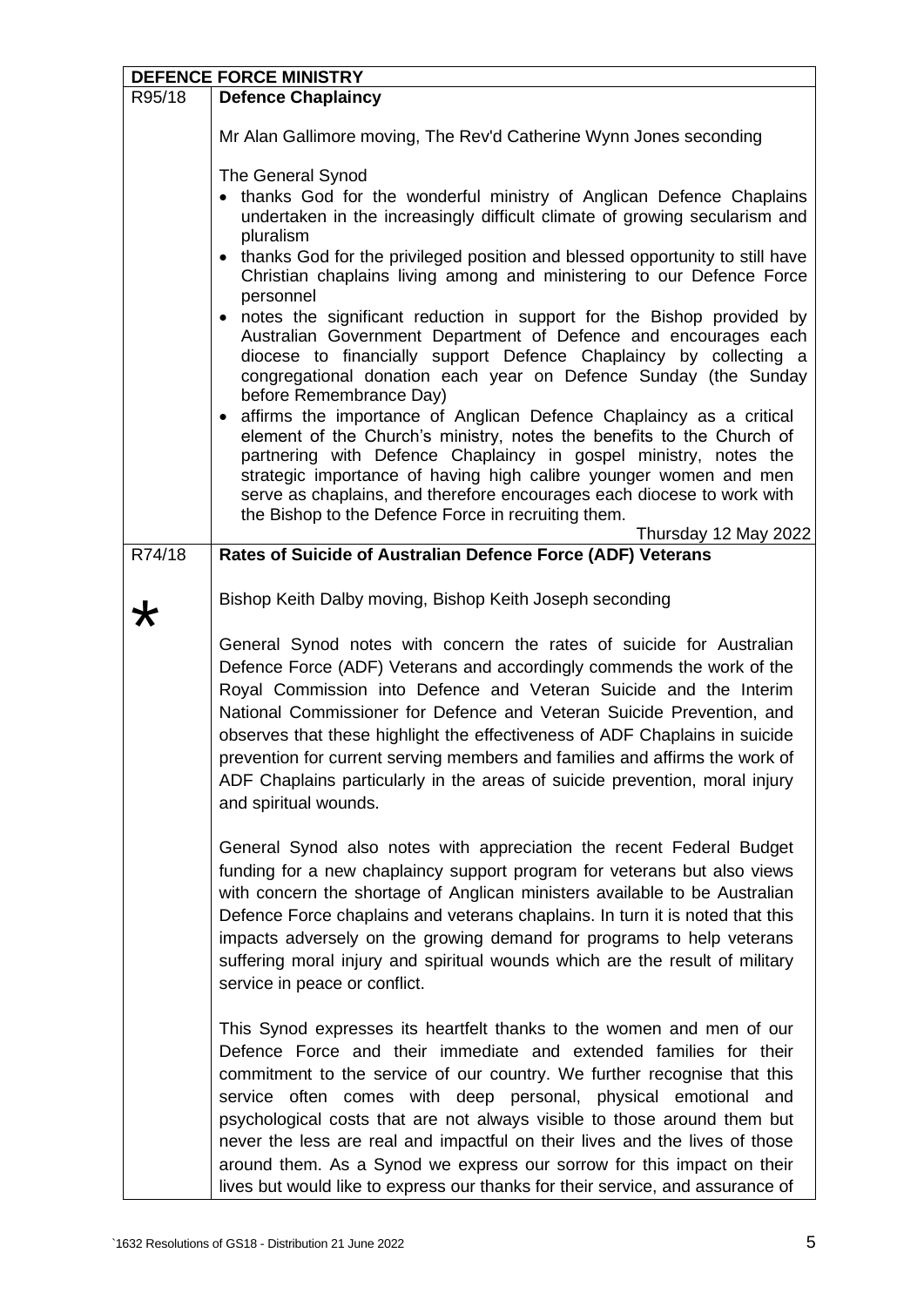| DEFENCE FORCE MINISTRY | |
|---|---|
| R95/18 | **Defence Chaplaincy**<br><br>Mr Alan Gallimore moving, The Rev'd Catherine Wynn Jones seconding<br><br>The General Synod<br>• thanks God for the wonderful ministry of Anglican Defence Chaplains undertaken in the increasingly difficult climate of growing secularism and pluralism<br>• thanks God for the privileged position and blessed opportunity to still have Christian chaplains living among and ministering to our Defence Force personnel<br>• notes the significant reduction in support for the Bishop provided by Australian Government Department of Defence and encourages each diocese to financially support Defence Chaplaincy by collecting a congregational donation each year on Defence Sunday (the Sunday before Remembrance Day)<br>• affirms the importance of Anglican Defence Chaplaincy as a critical element of the Church's ministry, notes the benefits to the Church of partnering with Defence Chaplaincy in gospel ministry, notes the strategic importance of having high calibre younger women and men serve as chaplains, and therefore encourages each diocese to work with the Bishop to the Defence Force in recruiting them.<br>Thursday 12 May 2022 |
| R74/18<br><br>* | **Rates of Suicide of Australian Defence Force (ADF) Veterans**<br><br>Bishop Keith Dalby moving, Bishop Keith Joseph seconding<br><br>General Synod notes with concern the rates of suicide for Australian Defence Force (ADF) Veterans and accordingly commends the work of the Royal Commission into Defence and Veteran Suicide and the Interim National Commissioner for Defence and Veteran Suicide Prevention, and observes that these highlight the effectiveness of ADF Chaplains in suicide prevention for current serving members and families and affirms the work of ADF Chaplains particularly in the areas of suicide prevention, moral injury and spiritual wounds.<br><br>General Synod also notes with appreciation the recent Federal Budget funding for a new chaplaincy support program for veterans but also views with concern the shortage of Anglican ministers available to be Australian Defence Force chaplains and veterans chaplains. In turn it is noted that this impacts adversely on the growing demand for programs to help veterans suffering moral injury and spiritual wounds which are the result of military service in peace or conflict.<br><br>This Synod expresses its heartfelt thanks to the women and men of our Defence Force and their immediate and extended families for their commitment to the service of our country. We further recognise that this service often comes with deep personal, physical emotional and psychological costs that are not always visible to those around them but never the less are real and impactful on their lives and the lives of those around them. As a Synod we express our sorrow for this impact on their lives but would like to express our thanks for their service, and assurance of |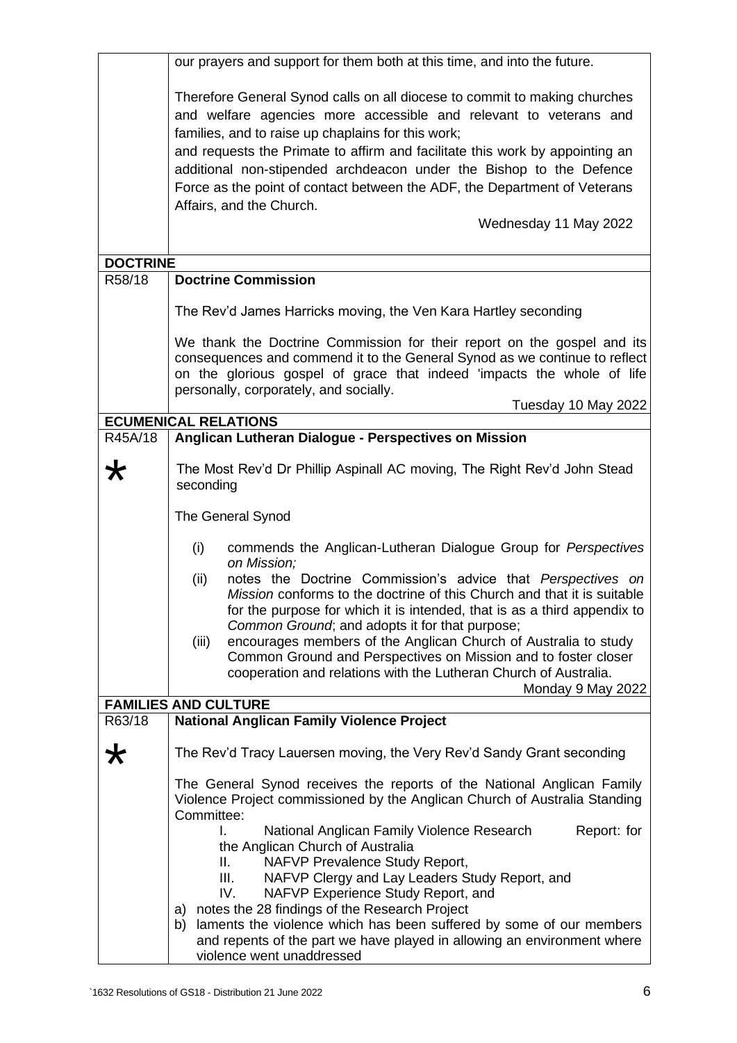| | |
|---|---|
| | our prayers and support for them both at this time, and into the future.<br><br>Therefore General Synod calls on all diocese to commit to making churches and welfare agencies more accessible and relevant to veterans and families, and to raise up chaplains for this work;<br>and requests the Primate to affirm and facilitate this work by appointing an additional non-stipended archdeacon under the Bishop to the Defence Force as the point of contact between the ADF, the Department of Veterans Affairs, and the Church.<br><br>Wednesday 11 May 2022 |
| **DOCTRINE** | |
| R58/18 | **Doctrine Commission**<br><br>The Rev'd James Harricks moving, the Ven Kara Hartley seconding<br><br>We thank the Doctrine Commission for their report on the gospel and its consequences and commend it to the General Synod as we continue to reflect on the glorious gospel of grace that indeed 'impacts the whole of life personally, corporately, and socially.<br><br>Tuesday 10 May 2022 |
| **ECUMENICAL RELATIONS** | |
| R45A/18<br><br>* | **Anglican Lutheran Dialogue - Perspectives on Mission**<br><br>The Most Rev'd Dr Phillip Aspinall AC moving, The Right Rev'd John Stead seconding<br><br>The General Synod<br><br>(i) commends the Anglican-Lutheran Dialogue Group for *Perspectives on Mission;*<br>(ii) notes the Doctrine Commission's advice that *Perspectives on Mission* conforms to the doctrine of this Church and that it is suitable for the purpose for which it is intended, that is as a third appendix to *Common Ground*; and adopts it for that purpose;<br>(iii) encourages members of the Anglican Church of Australia to study Common Ground and Perspectives on Mission and to foster closer cooperation and relations with the Lutheran Church of Australia.<br><br>Monday 9 May 2022 |
| **FAMILIES AND CULTURE** | |
| R63/18<br><br>* | **National Anglican Family Violence Project**<br><br>The Rev'd Tracy Lauersen moving, the Very Rev'd Sandy Grant seconding<br><br>The General Synod receives the reports of the National Anglican Family Violence Project commissioned by the Anglican Church of Australia Standing Committee:<br>I. National Anglican Family Violence Research Report: for the Anglican Church of Australia<br>II. NAFVP Prevalence Study Report,<br>III. NAFVP Clergy and Lay Leaders Study Report, and<br>IV. NAFVP Experience Study Report, and<br>a) notes the 28 findings of the Research Project<br>b) laments the violence which has been suffered by some of our members and repents of the part we have played in allowing an environment where violence went unaddressed |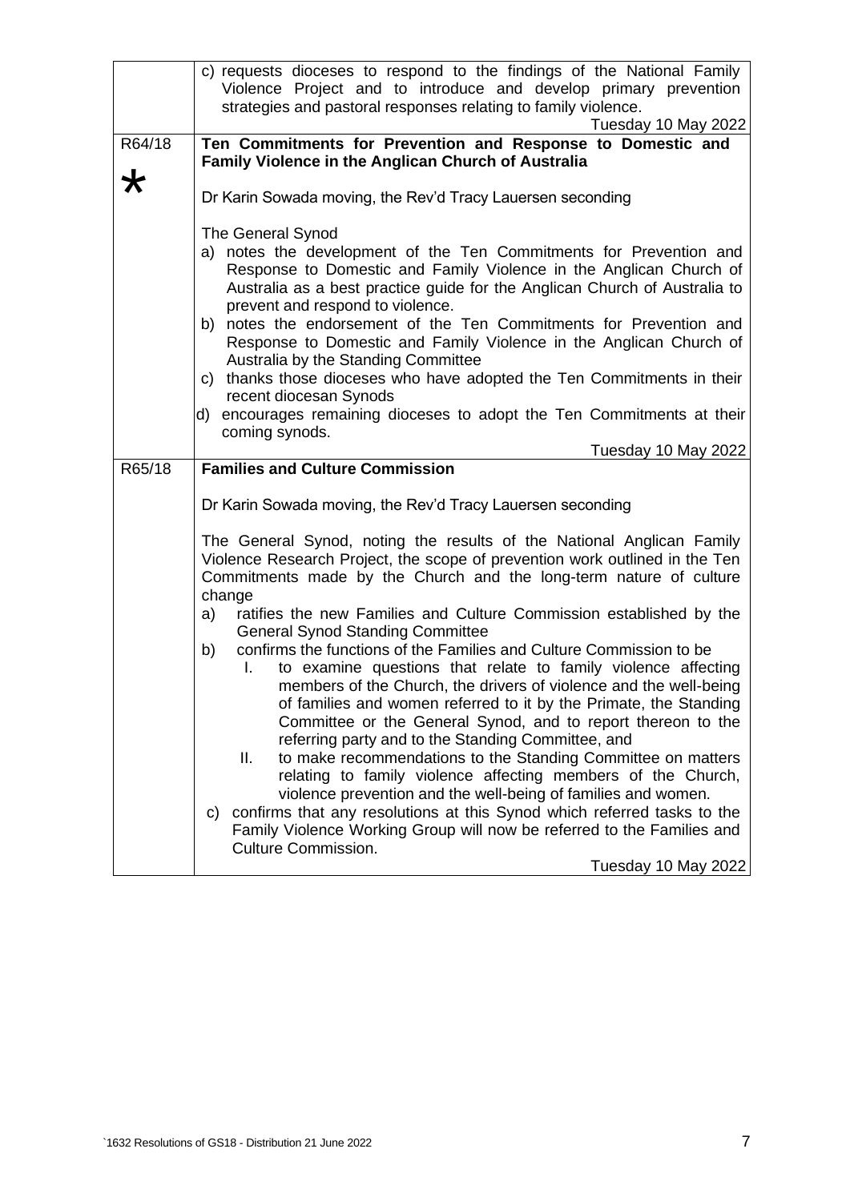| | |
|---|---|
| | c) requests dioceses to respond to the findings of the National Family Violence Project and to introduce and develop primary prevention strategies and pastoral responses relating to family violence.<br>Tuesday 10 May 2022 |
| R64/18<br><br>* | **Ten Commitments for Prevention and Response to Domestic and Family Violence in the Anglican Church of Australia**<br><br>Dr Karin Sowada moving, the Rev'd Tracy Lauersen seconding<br><br>The General Synod<br>a) notes the development of the Ten Commitments for Prevention and Response to Domestic and Family Violence in the Anglican Church of Australia as a best practice guide for the Anglican Church of Australia to prevent and respond to violence.<br>b) notes the endorsement of the Ten Commitments for Prevention and Response to Domestic and Family Violence in the Anglican Church of Australia by the Standing Committee<br>c) thanks those dioceses who have adopted the Ten Commitments in their recent diocesan Synods<br>d) encourages remaining dioceses to adopt the Ten Commitments at their coming synods.<br>Tuesday 10 May 2022 |
| R65/18 | **Families and Culture Commission**<br><br>Dr Karin Sowada moving, the Rev'd Tracy Lauersen seconding<br><br>The General Synod, noting the results of the National Anglican Family Violence Research Project, the scope of prevention work outlined in the Ten Commitments made by the Church and the long-term nature of culture change<br>a) ratifies the new Families and Culture Commission established by the General Synod Standing Committee<br>b) confirms the functions of the Families and Culture Commission to be<br>I. to examine questions that relate to family violence affecting members of the Church, the drivers of violence and the well-being of families and women referred to it by the Primate, the Standing Committee or the General Synod, and to report thereon to the referring party and to the Standing Committee, and<br>II. to make recommendations to the Standing Committee on matters relating to family violence affecting members of the Church, violence prevention and the well-being of families and women.<br>c) confirms that any resolutions at this Synod which referred tasks to the Family Violence Working Group will now be referred to the Families and Culture Commission.<br>Tuesday 10 May 2022 |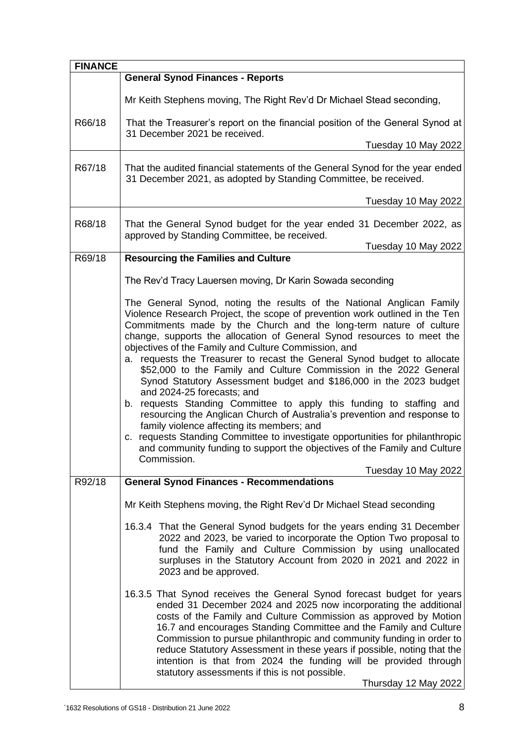| FINANCE | |
|---|---|
| | **General Synod Finances - Reports**<br><br>Mr Keith Stephens moving, The Right Rev'd Dr Michael Stead seconding, |
| R66/18 | That the Treasurer's report on the financial position of the General Synod at 31 December 2021 be received.<br><br>Tuesday 10 May 2022 |
| R67/18 | That the audited financial statements of the General Synod for the year ended 31 December 2021, as adopted by Standing Committee, be received.<br><br>Tuesday 10 May 2022 |
| R68/18 | That the General Synod budget for the year ended 31 December 2022, as approved by Standing Committee, be received.<br><br>Tuesday 10 May 2022 |
| R69/18 | **Resourcing the Families and Culture**<br><br>The Rev'd Tracy Lauersen moving, Dr Karin Sowada seconding<br><br>The General Synod, noting the results of the National Anglican Family Violence Research Project, the scope of prevention work outlined in the Ten Commitments made by the Church and the long-term nature of culture change, supports the allocation of General Synod resources to meet the objectives of the Family and Culture Commission, and<br>a. requests the Treasurer to recast the General Synod budget to allocate \$52,000 to the Family and Culture Commission in the 2022 General Synod Statutory Assessment budget and \$186,000 in the 2023 budget and 2024-25 forecasts; and<br>b. requests Standing Committee to apply this funding to staffing and resourcing the Anglican Church of Australia's prevention and response to family violence affecting its members; and<br>c. requests Standing Committee to investigate opportunities for philanthropic and community funding to support the objectives of the Family and Culture Commission.<br><br>Tuesday 10 May 2022 |
| R92/18 | **General Synod Finances - Recommendations**<br><br>Mr Keith Stephens moving, the Right Rev'd Dr Michael Stead seconding<br><br>16.3.4 That the General Synod budgets for the years ending 31 December 2022 and 2023, be varied to incorporate the Option Two proposal to fund the Family and Culture Commission by using unallocated surpluses in the Statutory Account from 2020 in 2021 and 2022 in 2023 and be approved.<br><br>16.3.5 That Synod receives the General Synod forecast budget for years ended 31 December 2024 and 2025 now incorporating the additional costs of the Family and Culture Commission as approved by Motion 16.7 and encourages Standing Committee and the Family and Culture Commission to pursue philanthropic and community funding in order to reduce Statutory Assessment in these years if possible, noting that the intention is that from 2024 the funding will be provided through statutory assessments if this is not possible.<br><br>Thursday 12 May 2022 |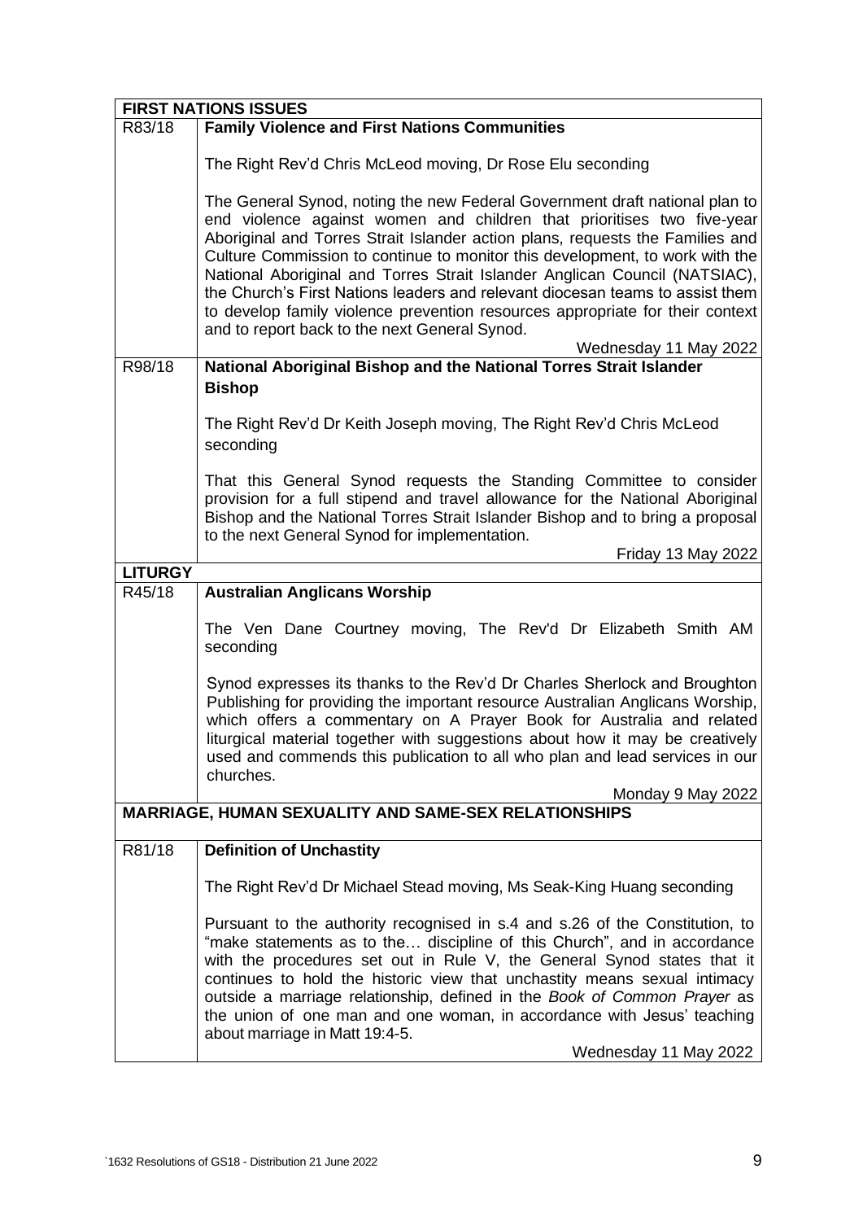| **FIRST NATIONS ISSUES** | |
|---|---|
| R83/18 | **Family Violence and First Nations Communities**<br><br>The Right Rev'd Chris McLeod moving, Dr Rose Elu seconding<br><br>The General Synod, noting the new Federal Government draft national plan to end violence against women and children that prioritises two five-year Aboriginal and Torres Strait Islander action plans, requests the Families and Culture Commission to continue to monitor this development, to work with the National Aboriginal and Torres Strait Islander Anglican Council (NATSIAC), the Church's First Nations leaders and relevant diocesan teams to assist them to develop family violence prevention resources appropriate for their context and to report back to the next General Synod.<br><br>Wednesday 11 May 2022 |
| R98/18 | **National Aboriginal Bishop and the National Torres Strait Islander Bishop**<br><br>The Right Rev'd Dr Keith Joseph moving, The Right Rev'd Chris McLeod seconding<br><br>That this General Synod requests the Standing Committee to consider provision for a full stipend and travel allowance for the National Aboriginal Bishop and the National Torres Strait Islander Bishop and to bring a proposal to the next General Synod for implementation.<br><br>Friday 13 May 2022 |
| **LITURGY** | |
| R45/18 | **Australian Anglicans Worship**<br><br>The Ven Dane Courtney moving, The Rev'd Dr Elizabeth Smith AM seconding<br><br>Synod expresses its thanks to the Rev'd Dr Charles Sherlock and Broughton Publishing for providing the important resource Australian Anglicans Worship, which offers a commentary on A Prayer Book for Australia and related liturgical material together with suggestions about how it may be creatively used and commends this publication to all who plan and lead services in our churches.<br><br>Monday 9 May 2022 |
| **MARRIAGE, HUMAN SEXUALITY AND SAME-SEX RELATIONSHIPS** | |
| R81/18 | **Definition of Unchastity**<br><br>The Right Rev'd Dr Michael Stead moving, Ms Seak-King Huang seconding<br><br>Pursuant to the authority recognised in s.4 and s.26 of the Constitution, to "make statements as to the… discipline of this Church", and in accordance with the procedures set out in Rule V, the General Synod states that it continues to hold the historic view that unchastity means sexual intimacy outside a marriage relationship, defined in the *Book of Common Prayer* as the union of one man and one woman, in accordance with Jesus' teaching about marriage in Matt 19:4-5.<br><br>Wednesday 11 May 2022 |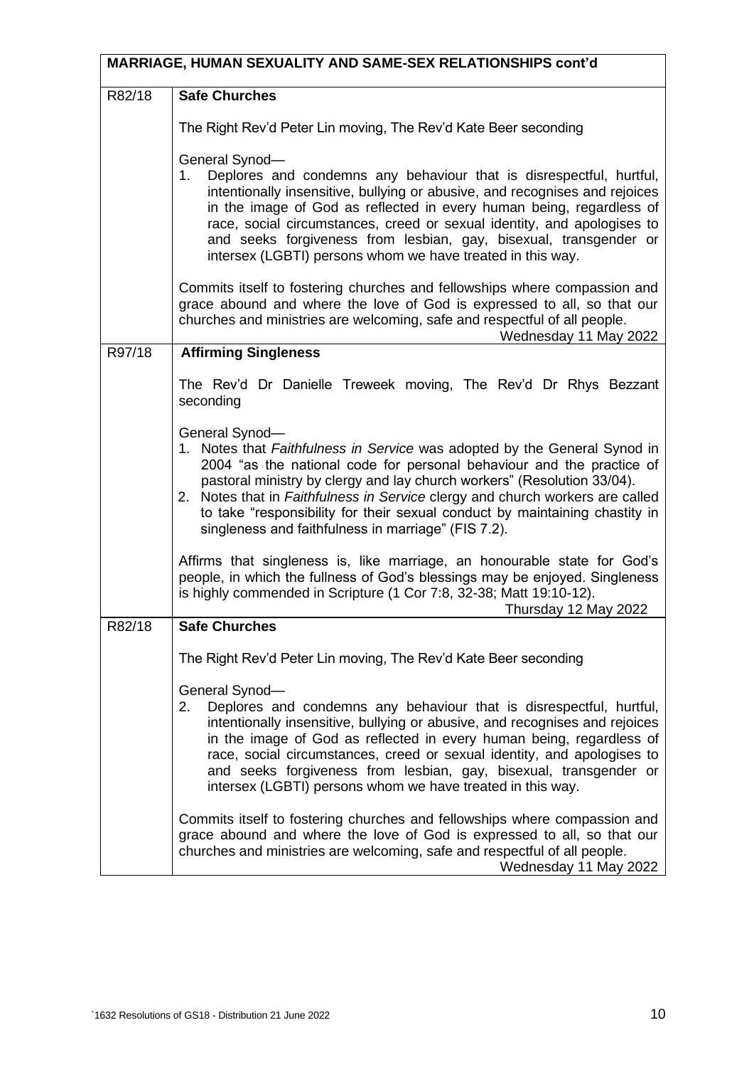| MARRIAGE, HUMAN SEXUALITY AND SAME-SEX RELATIONSHIPS cont'd | |
|---|---|
| R82/18 | **Safe Churches**<br><br>The Right Rev'd Peter Lin moving, The Rev'd Kate Beer seconding<br><br>General Synod—<br>1. Deplores and condemns any behaviour that is disrespectful, hurtful, intentionally insensitive, bullying or abusive, and recognises and rejoices in the image of God as reflected in every human being, regardless of race, social circumstances, creed or sexual identity, and apologises to and seeks forgiveness from lesbian, gay, bisexual, transgender or intersex (LGBTI) persons whom we have treated in this way.<br><br>Commits itself to fostering churches and fellowships where compassion and grace abound and where the love of God is expressed to all, so that our churches and ministries are welcoming, safe and respectful of all people.<br>Wednesday 11 May 2022 |
| R97/18 | **Affirming Singleness**<br><br>The Rev'd Dr Danielle Treweek moving, The Rev'd Dr Rhys Bezzant seconding<br><br>General Synod—<br>1. Notes that *Faithfulness in Service* was adopted by the General Synod in 2004 "as the national code for personal behaviour and the practice of pastoral ministry by clergy and lay church workers" (Resolution 33/04).<br>2. Notes that in *Faithfulness in Service* clergy and church workers are called to take "responsibility for their sexual conduct by maintaining chastity in singleness and faithfulness in marriage" (FIS 7.2).<br><br>Affirms that singleness is, like marriage, an honourable state for God's people, in which the fullness of God's blessings may be enjoyed. Singleness is highly commended in Scripture (1 Cor 7:8, 32-38; Matt 19:10-12).<br>Thursday 12 May 2022 |
| R82/18 | **Safe Churches**<br><br>The Right Rev'd Peter Lin moving, The Rev'd Kate Beer seconding<br><br>General Synod—<br>2. Deplores and condemns any behaviour that is disrespectful, hurtful, intentionally insensitive, bullying or abusive, and recognises and rejoices in the image of God as reflected in every human being, regardless of race, social circumstances, creed or sexual identity, and apologises to and seeks forgiveness from lesbian, gay, bisexual, transgender or intersex (LGBTI) persons whom we have treated in this way.<br><br>Commits itself to fostering churches and fellowships where compassion and grace abound and where the love of God is expressed to all, so that our churches and ministries are welcoming, safe and respectful of all people.<br>Wednesday 11 May 2022 |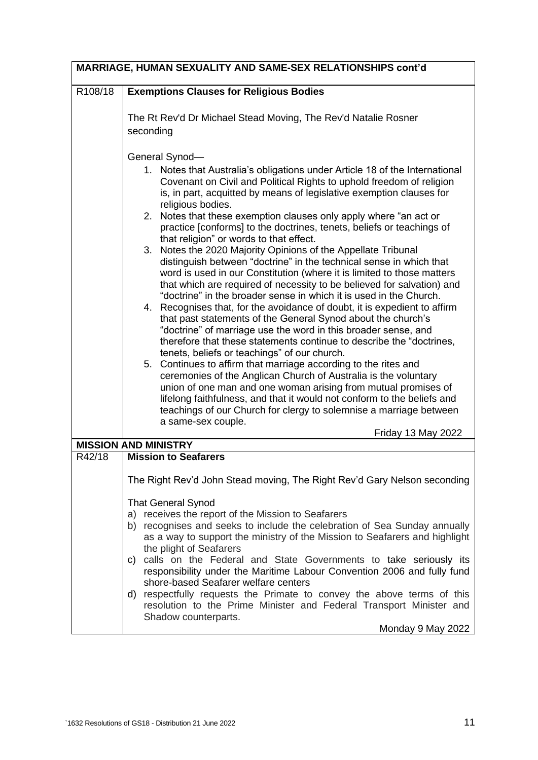## MARRIAGE, HUMAN SEXUALITY AND SAME-SEX RELATIONSHIPS cont'd

**R108/18 — Exemptions Clauses for Religious Bodies**

The Rt Rev'd Dr Michael Stead Moving, The Rev'd Natalie Rosner seconding

General Synod—

1. Notes that Australia's obligations under Article 18 of the International Covenant on Civil and Political Rights to uphold freedom of religion is, in part, acquitted by means of legislative exemption clauses for religious bodies.
2. Notes that these exemption clauses only apply where "an act or practice [conforms] to the doctrines, tenets, beliefs or teachings of that religion" or words to that effect.
3. Notes the 2020 Majority Opinions of the Appellate Tribunal distinguish between "doctrine" in the technical sense in which that word is used in our Constitution (where it is limited to those matters that which are required of necessity to be believed for salvation) and "doctrine" in the broader sense in which it is used in the Church.
4. Recognises that, for the avoidance of doubt, it is expedient to affirm that past statements of the General Synod about the church's "doctrine" of marriage use the word in this broader sense, and therefore that these statements continue to describe the "doctrines, tenets, beliefs or teachings" of our church.
5. Continues to affirm that marriage according to the rites and ceremonies of the Anglican Church of Australia is the voluntary union of one man and one woman arising from mutual promises of lifelong faithfulness, and that it would not conform to the beliefs and teachings of our Church for clergy to solemnise a marriage between a same-sex couple.

Friday 13 May 2022

## MISSION AND MINISTRY

**R42/18 — Mission to Seafarers**

The Right Rev'd John Stead moving, The Right Rev'd Gary Nelson seconding

That General Synod

a) receives the report of the Mission to Seafarers
b) recognises and seeks to include the celebration of Sea Sunday annually as a way to support the ministry of the Mission to Seafarers and highlight the plight of Seafarers
c) calls on the Federal and State Governments to take seriously its responsibility under the Maritime Labour Convention 2006 and fully fund shore-based Seafarer welfare centers
d) respectfully requests the Primate to convey the above terms of this resolution to the Prime Minister and Federal Transport Minister and Shadow counterparts.

Monday 9 May 2022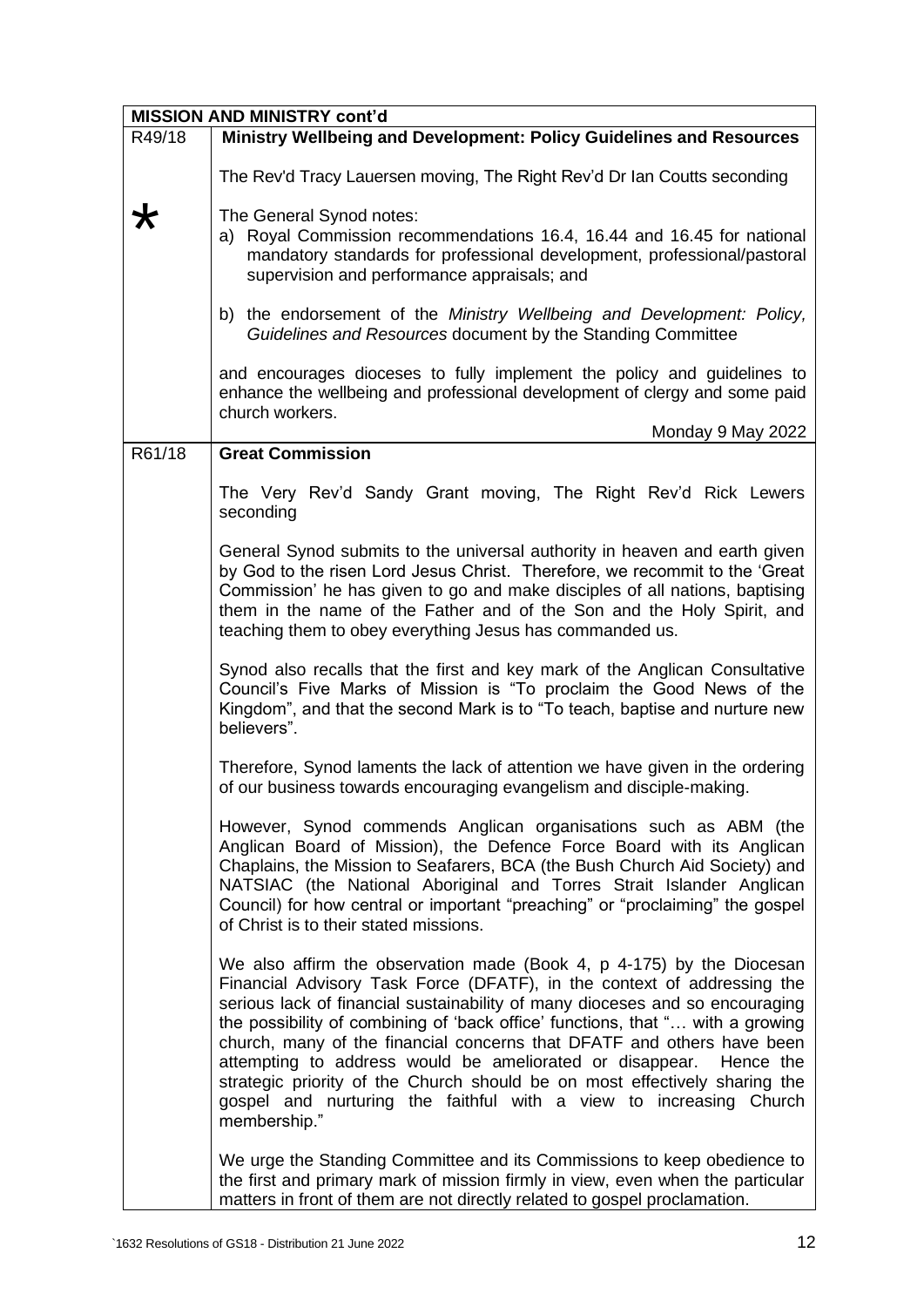**MISSION AND MINISTRY cont'd**

**R49/18** **Ministry Wellbeing and Development: Policy Guidelines and Resources**

*

The Rev'd Tracy Lauersen moving, The Right Rev'd Dr Ian Coutts seconding

The General Synod notes:

a) Royal Commission recommendations 16.4, 16.44 and 16.45 for national mandatory standards for professional development, professional/pastoral supervision and performance appraisals; and

b) the endorsement of the *Ministry Wellbeing and Development: Policy, Guidelines and Resources* document by the Standing Committee

and encourages dioceses to fully implement the policy and guidelines to enhance the wellbeing and professional development of clergy and some paid church workers.

Monday 9 May 2022

**R61/18** **Great Commission**

The Very Rev'd Sandy Grant moving, The Right Rev'd Rick Lewers seconding

General Synod submits to the universal authority in heaven and earth given by God to the risen Lord Jesus Christ. Therefore, we recommit to the 'Great Commission' he has given to go and make disciples of all nations, baptising them in the name of the Father and of the Son and the Holy Spirit, and teaching them to obey everything Jesus has commanded us.

Synod also recalls that the first and key mark of the Anglican Consultative Council's Five Marks of Mission is "To proclaim the Good News of the Kingdom", and that the second Mark is to "To teach, baptise and nurture new believers".

Therefore, Synod laments the lack of attention we have given in the ordering of our business towards encouraging evangelism and disciple-making.

However, Synod commends Anglican organisations such as ABM (the Anglican Board of Mission), the Defence Force Board with its Anglican Chaplains, the Mission to Seafarers, BCA (the Bush Church Aid Society) and NATSIAC (the National Aboriginal and Torres Strait Islander Anglican Council) for how central or important "preaching" or "proclaiming" the gospel of Christ is to their stated missions.

We also affirm the observation made (Book 4, p 4-175) by the Diocesan Financial Advisory Task Force (DFATF), in the context of addressing the serious lack of financial sustainability of many dioceses and so encouraging the possibility of combining of 'back office' functions, that "… with a growing church, many of the financial concerns that DFATF and others have been attempting to address would be ameliorated or disappear. Hence the strategic priority of the Church should be on most effectively sharing the gospel and nurturing the faithful with a view to increasing Church membership."

We urge the Standing Committee and its Commissions to keep obedience to the first and primary mark of mission firmly in view, even when the particular matters in front of them are not directly related to gospel proclamation.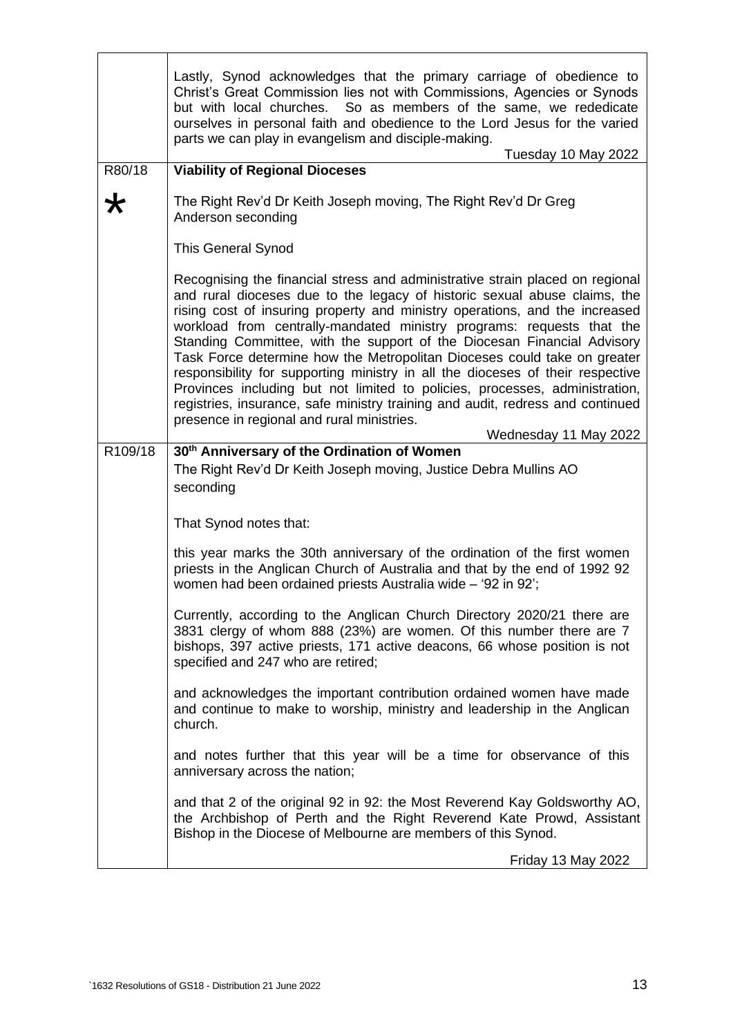| | |
|---|---|
| | Lastly, Synod acknowledges that the primary carriage of obedience to Christ's Great Commission lies not with Commissions, Agencies or Synods but with local churches. So as members of the same, we rededicate ourselves in personal faith and obedience to the Lord Jesus for the varied parts we can play in evangelism and disciple-making.<br><br>Tuesday 10 May 2022 |
| R80/18<br><br>* | **Viability of Regional Dioceses**<br><br>The Right Rev'd Dr Keith Joseph moving, The Right Rev'd Dr Greg Anderson seconding<br><br>This General Synod<br><br>Recognising the financial stress and administrative strain placed on regional and rural dioceses due to the legacy of historic sexual abuse claims, the rising cost of insuring property and ministry operations, and the increased workload from centrally-mandated ministry programs: requests that the Standing Committee, with the support of the Diocesan Financial Advisory Task Force determine how the Metropolitan Dioceses could take on greater responsibility for supporting ministry in all the dioceses of their respective Provinces including but not limited to policies, processes, administration, registries, insurance, safe ministry training and audit, redress and continued presence in regional and rural ministries.<br><br>Wednesday 11 May 2022 |
| R109/18 | **30th Anniversary of the Ordination of Women**<br><br>The Right Rev'd Dr Keith Joseph moving, Justice Debra Mullins AO seconding<br><br>That Synod notes that:<br><br>this year marks the 30th anniversary of the ordination of the first women priests in the Anglican Church of Australia and that by the end of 1992 92 women had been ordained priests Australia wide – '92 in 92';<br><br>Currently, according to the Anglican Church Directory 2020/21 there are 3831 clergy of whom 888 (23%) are women. Of this number there are 7 bishops, 397 active priests, 171 active deacons, 66 whose position is not specified and 247 who are retired;<br><br>and acknowledges the important contribution ordained women have made and continue to make to worship, ministry and leadership in the Anglican church.<br><br>and notes further that this year will be a time for observance of this anniversary across the nation;<br><br>and that 2 of the original 92 in 92: the Most Reverend Kay Goldsworthy AO, the Archbishop of Perth and the Right Reverend Kate Prowd, Assistant Bishop in the Diocese of Melbourne are members of this Synod.<br><br>Friday 13 May 2022 |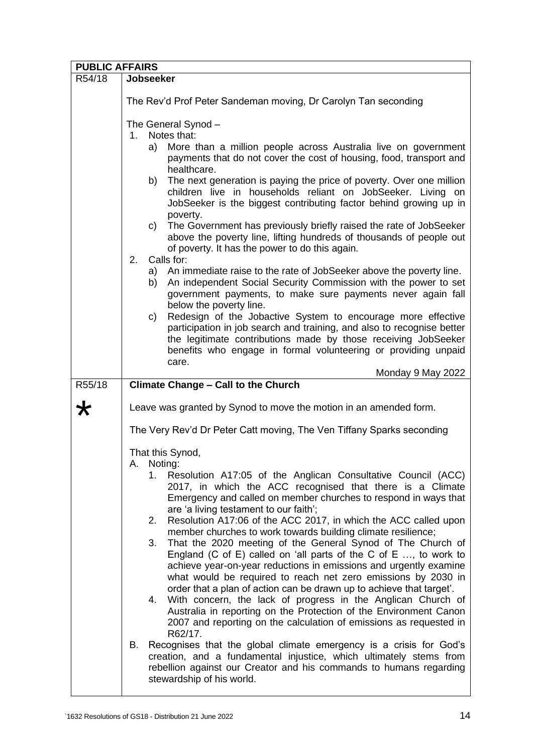| PUBLIC AFFAIRS | |
|---|---|
| R54/18 | **Jobseeker**<br><br>The Rev'd Prof Peter Sandeman moving, Dr Carolyn Tan seconding<br><br>The General Synod –<br>1. Notes that:<br>a) More than a million people across Australia live on government payments that do not cover the cost of housing, food, transport and healthcare.<br>b) The next generation is paying the price of poverty. Over one million children live in households reliant on JobSeeker. Living on JobSeeker is the biggest contributing factor behind growing up in poverty.<br>c) The Government has previously briefly raised the rate of JobSeeker above the poverty line, lifting hundreds of thousands of people out of poverty. It has the power to do this again.<br>2. Calls for:<br>a) An immediate raise to the rate of JobSeeker above the poverty line.<br>b) An independent Social Security Commission with the power to set government payments, to make sure payments never again fall below the poverty line.<br>c) Redesign of the Jobactive System to encourage more effective participation in job search and training, and also to recognise better the legitimate contributions made by those receiving JobSeeker benefits who engage in formal volunteering or providing unpaid care.<br><br>Monday 9 May 2022 |
| R55/18<br><br>* | **Climate Change – Call to the Church**<br><br>Leave was granted by Synod to move the motion in an amended form.<br><br>The Very Rev'd Dr Peter Catt moving, The Ven Tiffany Sparks seconding<br><br>That this Synod,<br>A. Noting:<br>1. Resolution A17:05 of the Anglican Consultative Council (ACC) 2017, in which the ACC recognised that there is a Climate Emergency and called on member churches to respond in ways that are 'a living testament to our faith';<br>2. Resolution A17:06 of the ACC 2017, in which the ACC called upon member churches to work towards building climate resilience;<br>3. That the 2020 meeting of the General Synod of The Church of England (C of E) called on 'all parts of the C of E …, to work to achieve year-on-year reductions in emissions and urgently examine what would be required to reach net zero emissions by 2030 in order that a plan of action can be drawn up to achieve that target'.<br>4. With concern, the lack of progress in the Anglican Church of Australia in reporting on the Protection of the Environment Canon 2007 and reporting on the calculation of emissions as requested in R62/17.<br>B. Recognises that the global climate emergency is a crisis for God's creation, and a fundamental injustice, which ultimately stems from rebellion against our Creator and his commands to humans regarding stewardship of his world. |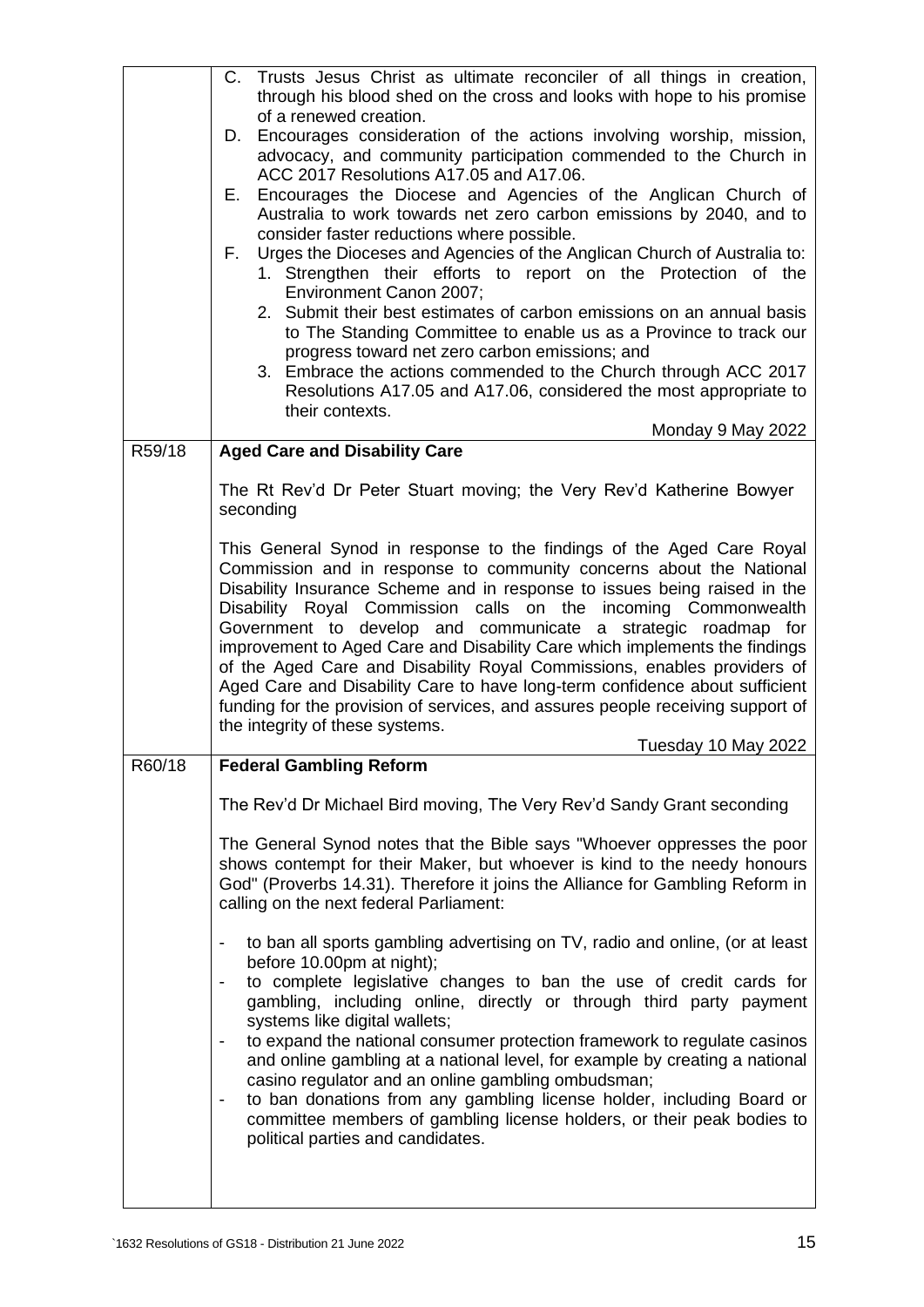| | |
|---|---|
| | C. Trusts Jesus Christ as ultimate reconciler of all things in creation, through his blood shed on the cross and looks with hope to his promise of a renewed creation.<br>D. Encourages consideration of the actions involving worship, mission, advocacy, and community participation commended to the Church in ACC 2017 Resolutions A17.05 and A17.06.<br>E. Encourages the Diocese and Agencies of the Anglican Church of Australia to work towards net zero carbon emissions by 2040, and to consider faster reductions where possible.<br>F. Urges the Dioceses and Agencies of the Anglican Church of Australia to:<br>1. Strengthen their efforts to report on the Protection of the Environment Canon 2007;<br>2. Submit their best estimates of carbon emissions on an annual basis to The Standing Committee to enable us as a Province to track our progress toward net zero carbon emissions; and<br>3. Embrace the actions commended to the Church through ACC 2017 Resolutions A17.05 and A17.06, considered the most appropriate to their contexts.<br>Monday 9 May 2022 |
| R59/18 | **Aged Care and Disability Care**<br><br>The Rt Rev'd Dr Peter Stuart moving; the Very Rev'd Katherine Bowyer seconding<br><br>This General Synod in response to the findings of the Aged Care Royal Commission and in response to community concerns about the National Disability Insurance Scheme and in response to issues being raised in the Disability Royal Commission calls on the incoming Commonwealth Government to develop and communicate a strategic roadmap for improvement to Aged Care and Disability Care which implements the findings of the Aged Care and Disability Royal Commissions, enables providers of Aged Care and Disability Care to have long-term confidence about sufficient funding for the provision of services, and assures people receiving support of the integrity of these systems.<br>Tuesday 10 May 2022 |
| R60/18 | **Federal Gambling Reform**<br><br>The Rev'd Dr Michael Bird moving, The Very Rev'd Sandy Grant seconding<br><br>The General Synod notes that the Bible says "Whoever oppresses the poor shows contempt for their Maker, but whoever is kind to the needy honours God" (Proverbs 14.31). Therefore it joins the Alliance for Gambling Reform in calling on the next federal Parliament:<br><br>- to ban all sports gambling advertising on TV, radio and online, (or at least before 10.00pm at night);<br>- to complete legislative changes to ban the use of credit cards for gambling, including online, directly or through third party payment systems like digital wallets;<br>- to expand the national consumer protection framework to regulate casinos and online gambling at a national level, for example by creating a national casino regulator and an online gambling ombudsman;<br>- to ban donations from any gambling license holder, including Board or committee members of gambling license holders, or their peak bodies to political parties and candidates. |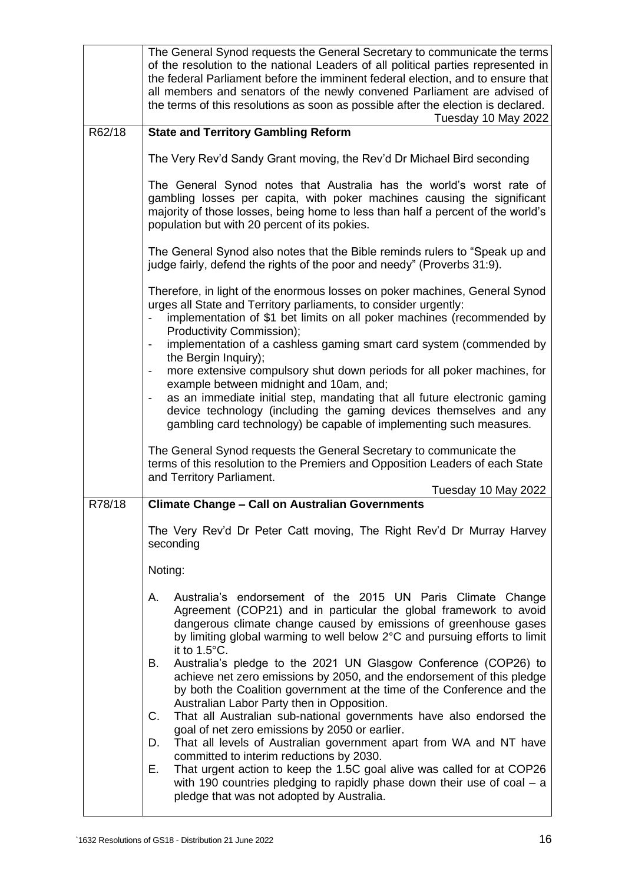| | |
|---|---|
| | The General Synod requests the General Secretary to communicate the terms of the resolution to the national Leaders of all political parties represented in the federal Parliament before the imminent federal election, and to ensure that all members and senators of the newly convened Parliament are advised of the terms of this resolutions as soon as possible after the election is declared.<br>Tuesday 10 May 2022 |
| R62/18 | **State and Territory Gambling Reform**<br><br>The Very Rev'd Sandy Grant moving, the Rev'd Dr Michael Bird seconding<br><br>The General Synod notes that Australia has the world's worst rate of gambling losses per capita, with poker machines causing the significant majority of those losses, being home to less than half a percent of the world's population but with 20 percent of its pokies.<br><br>The General Synod also notes that the Bible reminds rulers to "Speak up and judge fairly, defend the rights of the poor and needy" (Proverbs 31:9).<br><br>Therefore, in light of the enormous losses on poker machines, General Synod urges all State and Territory parliaments, to consider urgently:<br>- implementation of $1 bet limits on all poker machines (recommended by Productivity Commission);<br>- implementation of a cashless gaming smart card system (commended by the Bergin Inquiry);<br>- more extensive compulsory shut down periods for all poker machines, for example between midnight and 10am, and;<br>- as an immediate initial step, mandating that all future electronic gaming device technology (including the gaming devices themselves and any gambling card technology) be capable of implementing such measures.<br><br>The General Synod requests the General Secretary to communicate the terms of this resolution to the Premiers and Opposition Leaders of each State and Territory Parliament.<br>Tuesday 10 May 2022 |
| R78/18 | **Climate Change – Call on Australian Governments**<br><br>The Very Rev'd Dr Peter Catt moving, The Right Rev'd Dr Murray Harvey seconding<br><br>Noting:<br><br>A. Australia's endorsement of the 2015 UN Paris Climate Change Agreement (COP21) and in particular the global framework to avoid dangerous climate change caused by emissions of greenhouse gases by limiting global warming to well below 2°C and pursuing efforts to limit it to 1.5°C.<br>B. Australia's pledge to the 2021 UN Glasgow Conference (COP26) to achieve net zero emissions by 2050, and the endorsement of this pledge by both the Coalition government at the time of the Conference and the Australian Labor Party then in Opposition.<br>C. That all Australian sub-national governments have also endorsed the goal of net zero emissions by 2050 or earlier.<br>D. That all levels of Australian government apart from WA and NT have committed to interim reductions by 2030.<br>E. That urgent action to keep the 1.5C goal alive was called for at COP26 with 190 countries pledging to rapidly phase down their use of coal – a pledge that was not adopted by Australia. |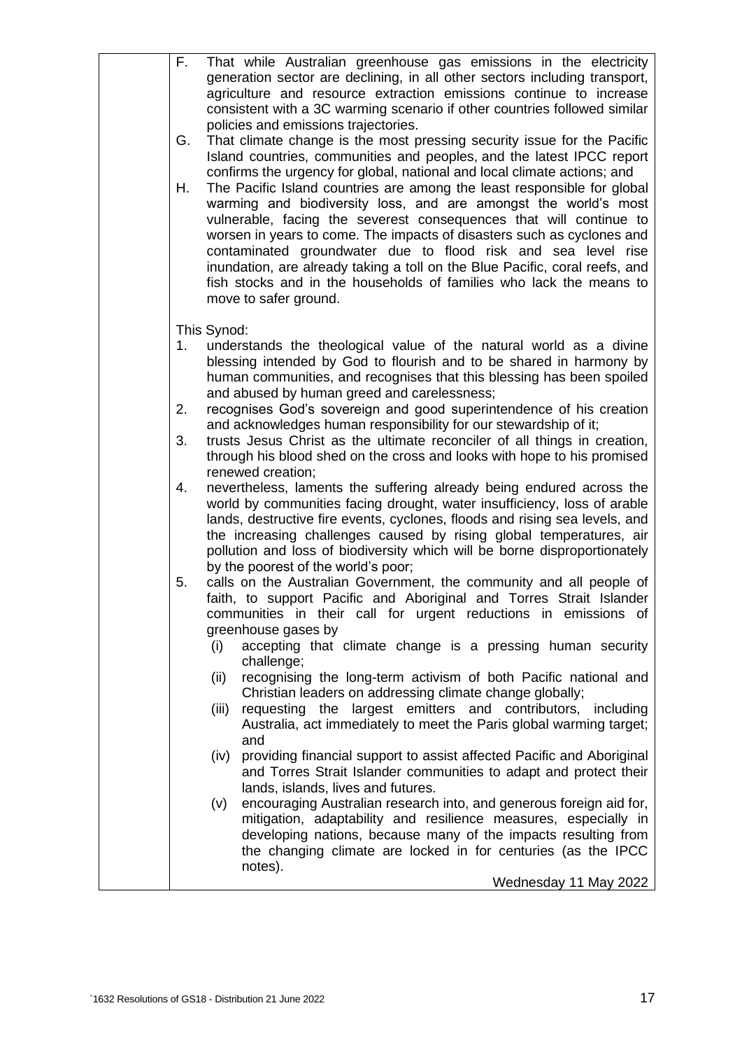F. That while Australian greenhouse gas emissions in the electricity generation sector are declining, in all other sectors including transport, agriculture and resource extraction emissions continue to increase consistent with a 3C warming scenario if other countries followed similar policies and emissions trajectories.

G. That climate change is the most pressing security issue for the Pacific Island countries, communities and peoples, and the latest IPCC report confirms the urgency for global, national and local climate actions; and

H. The Pacific Island countries are among the least responsible for global warming and biodiversity loss, and are amongst the world's most vulnerable, facing the severest consequences that will continue to worsen in years to come. The impacts of disasters such as cyclones and contaminated groundwater due to flood risk and sea level rise inundation, are already taking a toll on the Blue Pacific, coral reefs, and fish stocks and in the households of families who lack the means to move to safer ground.

This Synod:

1. understands the theological value of the natural world as a divine blessing intended by God to flourish and to be shared in harmony by human communities, and recognises that this blessing has been spoiled and abused by human greed and carelessness;
2. recognises God's sovereign and good superintendence of his creation and acknowledges human responsibility for our stewardship of it;
3. trusts Jesus Christ as the ultimate reconciler of all things in creation, through his blood shed on the cross and looks with hope to his promised renewed creation;
4. nevertheless, laments the suffering already being endured across the world by communities facing drought, water insufficiency, loss of arable lands, destructive fire events, cyclones, floods and rising sea levels, and the increasing challenges caused by rising global temperatures, air pollution and loss of biodiversity which will be borne disproportionately by the poorest of the world's poor;
5. calls on the Australian Government, the community and all people of faith, to support Pacific and Aboriginal and Torres Strait Islander communities in their call for urgent reductions in emissions of greenhouse gases by
   (i) accepting that climate change is a pressing human security challenge;
   (ii) recognising the long-term activism of both Pacific national and Christian leaders on addressing climate change globally;
   (iii) requesting the largest emitters and contributors, including Australia, act immediately to meet the Paris global warming target; and
   (iv) providing financial support to assist affected Pacific and Aboriginal and Torres Strait Islander communities to adapt and protect their lands, islands, lives and futures.
   (v) encouraging Australian research into, and generous foreign aid for, mitigation, adaptability and resilience measures, especially in developing nations, because many of the impacts resulting from the changing climate are locked in for centuries (as the IPCC notes).

Wednesday 11 May 2022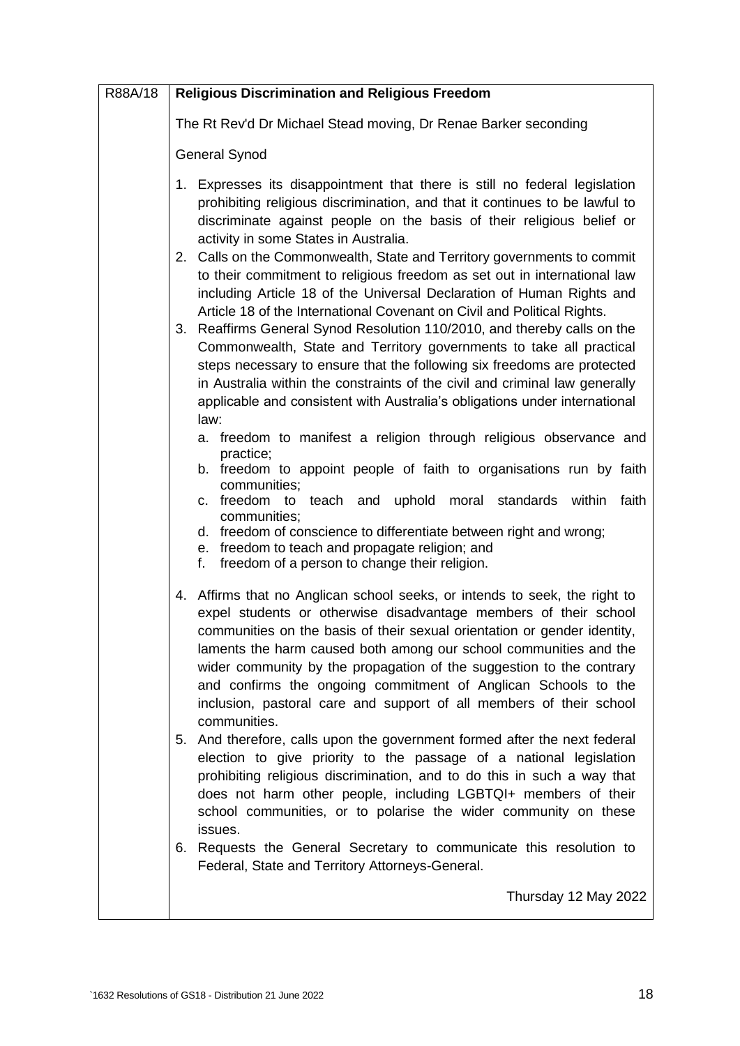| R88A/18 | **Religious Discrimination and Religious Freedom** |
|---|---|

The Rt Rev'd Dr Michael Stead moving, Dr Renae Barker seconding

General Synod

1. Expresses its disappointment that there is still no federal legislation prohibiting religious discrimination, and that it continues to be lawful to discriminate against people on the basis of their religious belief or activity in some States in Australia.
2. Calls on the Commonwealth, State and Territory governments to commit to their commitment to religious freedom as set out in international law including Article 18 of the Universal Declaration of Human Rights and Article 18 of the International Covenant on Civil and Political Rights.
3. Reaffirms General Synod Resolution 110/2010, and thereby calls on the Commonwealth, State and Territory governments to take all practical steps necessary to ensure that the following six freedoms are protected in Australia within the constraints of the civil and criminal law generally applicable and consistent with Australia's obligations under international law:
   a. freedom to manifest a religion through religious observance and practice;
   b. freedom to appoint people of faith to organisations run by faith communities;
   c. freedom to teach and uphold moral standards within faith communities;
   d. freedom of conscience to differentiate between right and wrong;
   e. freedom to teach and propagate religion; and
   f. freedom of a person to change their religion.
4. Affirms that no Anglican school seeks, or intends to seek, the right to expel students or otherwise disadvantage members of their school communities on the basis of their sexual orientation or gender identity, laments the harm caused both among our school communities and the wider community by the propagation of the suggestion to the contrary and confirms the ongoing commitment of Anglican Schools to the inclusion, pastoral care and support of all members of their school communities.
5. And therefore, calls upon the government formed after the next federal election to give priority to the passage of a national legislation prohibiting religious discrimination, and to do this in such a way that does not harm other people, including LGBTQI+ members of their school communities, or to polarise the wider community on these issues.
6. Requests the General Secretary to communicate this resolution to Federal, State and Territory Attorneys-General.

Thursday 12 May 2022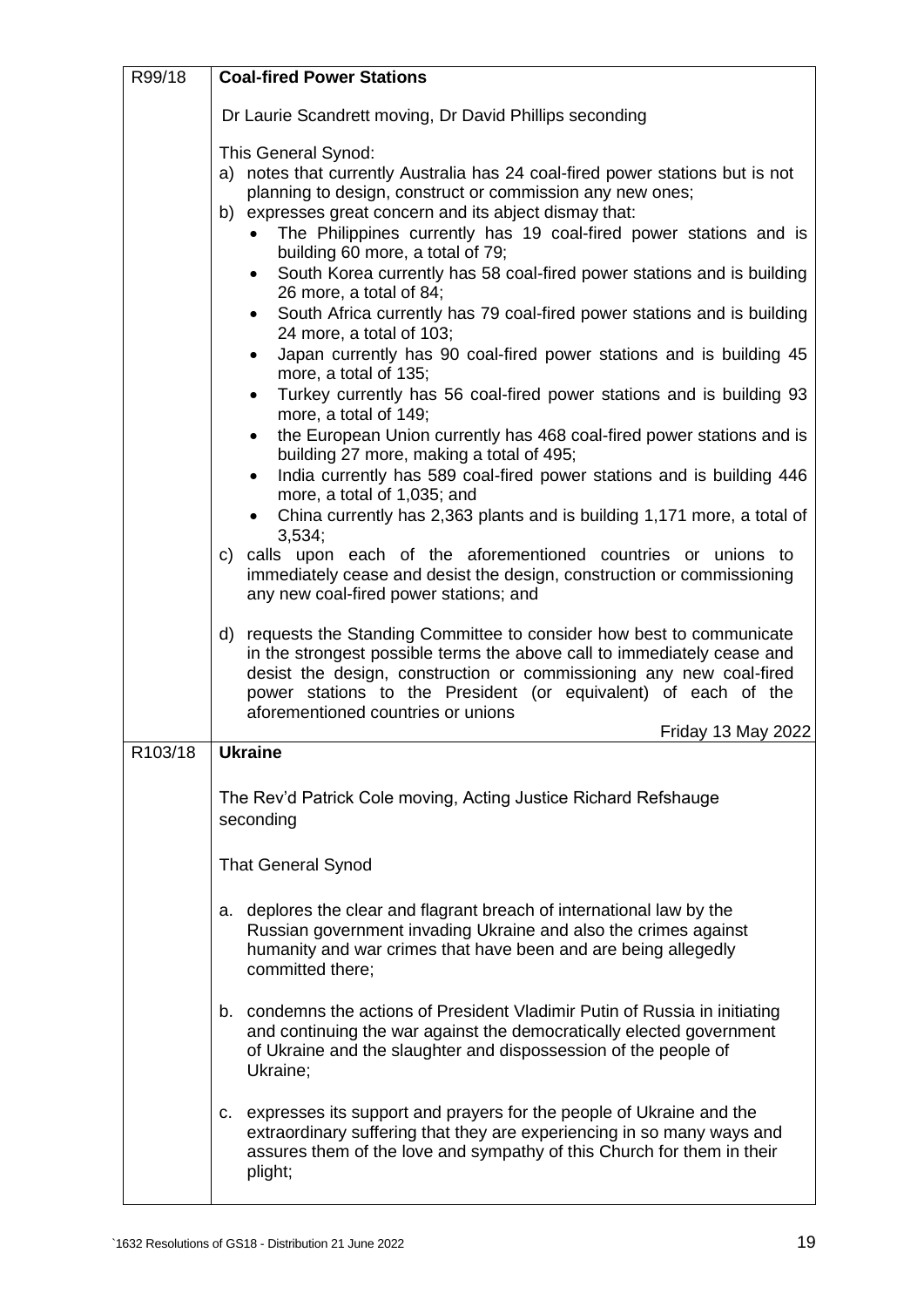| | |
|---|---|
| R99/18 | **Coal-fired Power Stations**<br><br>Dr Laurie Scandrett moving, Dr David Phillips seconding<br><br>This General Synod:<br>a) notes that currently Australia has 24 coal-fired power stations but is not planning to design, construct or commission any new ones;<br>b) expresses great concern and its abject dismay that:<br>• The Philippines currently has 19 coal-fired power stations and is building 60 more, a total of 79;<br>• South Korea currently has 58 coal-fired power stations and is building 26 more, a total of 84;<br>• South Africa currently has 79 coal-fired power stations and is building 24 more, a total of 103;<br>• Japan currently has 90 coal-fired power stations and is building 45 more, a total of 135;<br>• Turkey currently has 56 coal-fired power stations and is building 93 more, a total of 149;<br>• the European Union currently has 468 coal-fired power stations and is building 27 more, making a total of 495;<br>• India currently has 589 coal-fired power stations and is building 446 more, a total of 1,035; and<br>• China currently has 2,363 plants and is building 1,171 more, a total of 3,534;<br>c) calls upon each of the aforementioned countries or unions to immediately cease and desist the design, construction or commissioning any new coal-fired power stations; and<br><br>d) requests the Standing Committee to consider how best to communicate in the strongest possible terms the above call to immediately cease and desist the design, construction or commissioning any new coal-fired power stations to the President (or equivalent) of each of the aforementioned countries or unions<br><br>Friday 13 May 2022 |
| R103/18 | **Ukraine**<br><br>The Rev'd Patrick Cole moving, Acting Justice Richard Refshauge seconding<br><br>That General Synod<br><br>a. deplores the clear and flagrant breach of international law by the Russian government invading Ukraine and also the crimes against humanity and war crimes that have been and are being allegedly committed there;<br><br>b. condemns the actions of President Vladimir Putin of Russia in initiating and continuing the war against the democratically elected government of Ukraine and the slaughter and dispossession of the people of Ukraine;<br><br>c. expresses its support and prayers for the people of Ukraine and the extraordinary suffering that they are experiencing in so many ways and assures them of the love and sympathy of this Church for them in their plight; |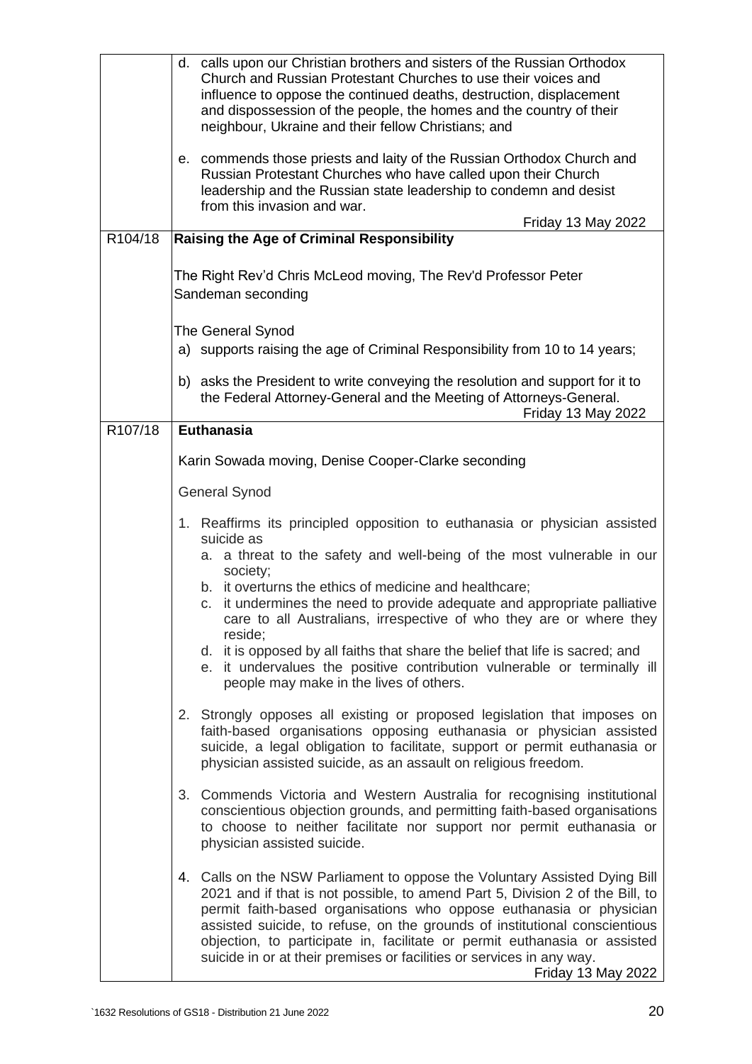| | |
|---|---|
| | d. calls upon our Christian brothers and sisters of the Russian Orthodox Church and Russian Protestant Churches to use their voices and influence to oppose the continued deaths, destruction, displacement and dispossession of the people, the homes and the country of their neighbour, Ukraine and their fellow Christians; and<br><br>e. commends those priests and laity of the Russian Orthodox Church and Russian Protestant Churches who have called upon their Church leadership and the Russian state leadership to condemn and desist from this invasion and war.<br><br>Friday 13 May 2022 |
| R104/18 | **Raising the Age of Criminal Responsibility**<br><br>The Right Rev'd Chris McLeod moving, The Rev'd Professor Peter Sandeman seconding<br><br>The General Synod<br>a) supports raising the age of Criminal Responsibility from 10 to 14 years;<br><br>b) asks the President to write conveying the resolution and support for it to the Federal Attorney-General and the Meeting of Attorneys-General.<br><br>Friday 13 May 2022 |
| R107/18 | **Euthanasia**<br><br>Karin Sowada moving, Denise Cooper-Clarke seconding<br><br>General Synod<br><br>1. Reaffirms its principled opposition to euthanasia or physician assisted suicide as<br>a. a threat to the safety and well-being of the most vulnerable in our society;<br>b. it overturns the ethics of medicine and healthcare;<br>c. it undermines the need to provide adequate and appropriate palliative care to all Australians, irrespective of who they are or where they reside;<br>d. it is opposed by all faiths that share the belief that life is sacred; and<br>e. it undervalues the positive contribution vulnerable or terminally ill people may make in the lives of others.<br><br>2. Strongly opposes all existing or proposed legislation that imposes on faith-based organisations opposing euthanasia or physician assisted suicide, a legal obligation to facilitate, support or permit euthanasia or physician assisted suicide, as an assault on religious freedom.<br><br>3. Commends Victoria and Western Australia for recognising institutional conscientious objection grounds, and permitting faith-based organisations to choose to neither facilitate nor support nor permit euthanasia or physician assisted suicide.<br><br>4. Calls on the NSW Parliament to oppose the Voluntary Assisted Dying Bill 2021 and if that is not possible, to amend Part 5, Division 2 of the Bill, to permit faith-based organisations who oppose euthanasia or physician assisted suicide, to refuse, on the grounds of institutional conscientious objection, to participate in, facilitate or permit euthanasia or assisted suicide in or at their premises or facilities or services in any way.<br><br>Friday 13 May 2022 |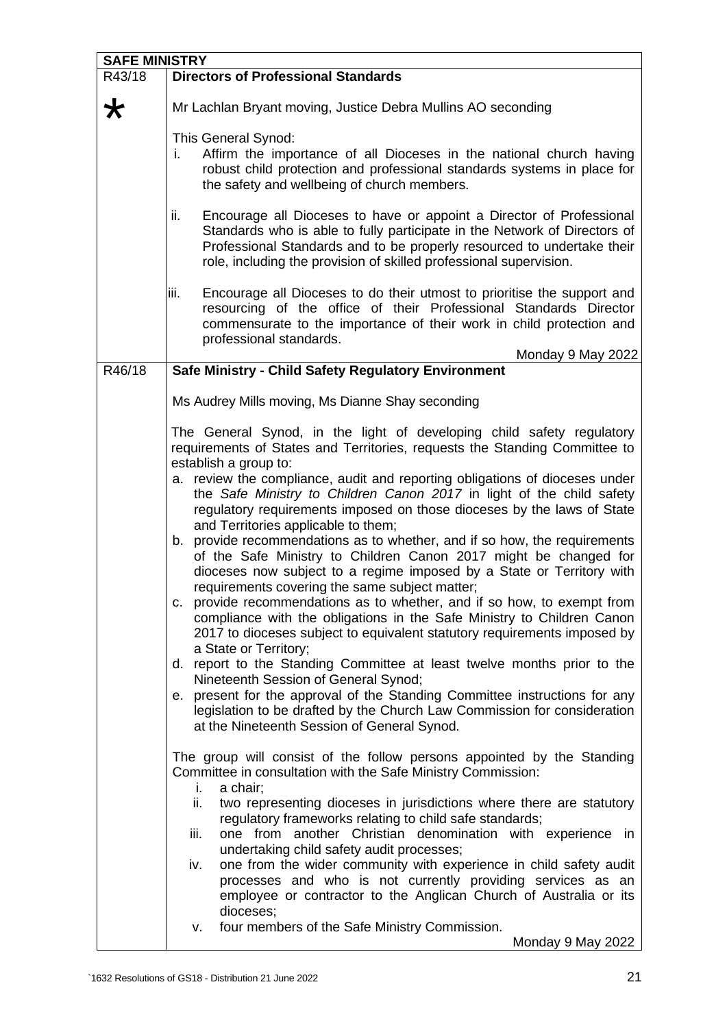## SAFE MINISTRY

**R43/18 — Directors of Professional Standards**

*

Mr Lachlan Bryant moving, Justice Debra Mullins AO seconding

This General Synod:

i. Affirm the importance of all Dioceses in the national church having robust child protection and professional standards systems in place for the safety and wellbeing of church members.

ii. Encourage all Dioceses to have or appoint a Director of Professional Standards who is able to fully participate in the Network of Directors of Professional Standards and to be properly resourced to undertake their role, including the provision of skilled professional supervision.

iii. Encourage all Dioceses to do their utmost to prioritise the support and resourcing of the office of their Professional Standards Director commensurate to the importance of their work in child protection and professional standards.

Monday 9 May 2022

**R46/18 — Safe Ministry - Child Safety Regulatory Environment**

Ms Audrey Mills moving, Ms Dianne Shay seconding

The General Synod, in the light of developing child safety regulatory requirements of States and Territories, requests the Standing Committee to establish a group to:

a. review the compliance, audit and reporting obligations of dioceses under the *Safe Ministry to Children Canon 2017* in light of the child safety regulatory requirements imposed on those dioceses by the laws of State and Territories applicable to them;

b. provide recommendations as to whether, and if so how, the requirements of the Safe Ministry to Children Canon 2017 might be changed for dioceses now subject to a regime imposed by a State or Territory with requirements covering the same subject matter;

c. provide recommendations as to whether, and if so how, to exempt from compliance with the obligations in the Safe Ministry to Children Canon 2017 to dioceses subject to equivalent statutory requirements imposed by a State or Territory;

d. report to the Standing Committee at least twelve months prior to the Nineteenth Session of General Synod;

e. present for the approval of the Standing Committee instructions for any legislation to be drafted by the Church Law Commission for consideration at the Nineteenth Session of General Synod.

The group will consist of the follow persons appointed by the Standing Committee in consultation with the Safe Ministry Commission:

i. a chair;

ii. two representing dioceses in jurisdictions where there are statutory regulatory frameworks relating to child safe standards;

iii. one from another Christian denomination with experience in undertaking child safety audit processes;

iv. one from the wider community with experience in child safety audit processes and who is not currently providing services as an employee or contractor to the Anglican Church of Australia or its dioceses;

v. four members of the Safe Ministry Commission.

Monday 9 May 2022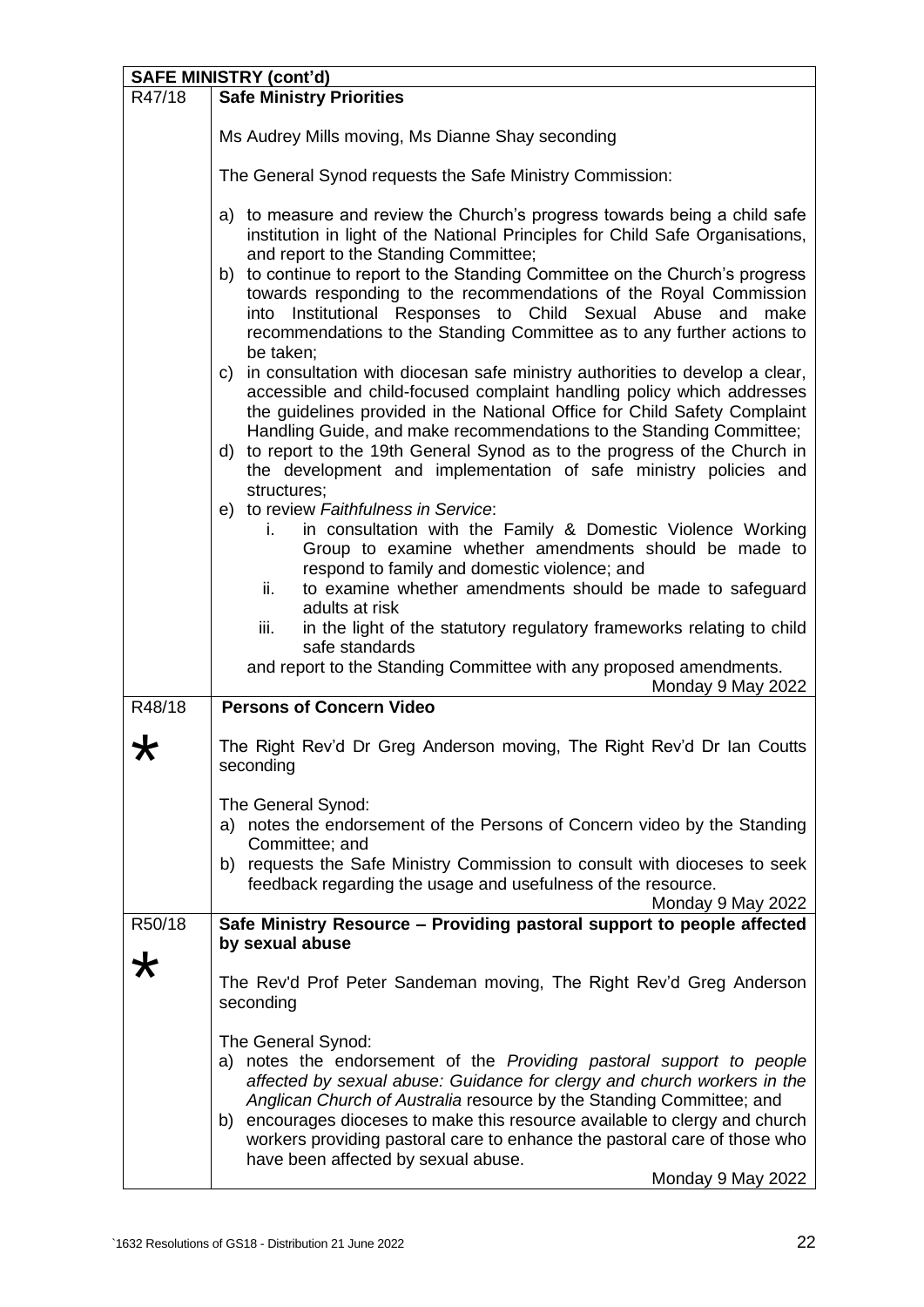**SAFE MINISTRY (cont'd)**

| | |
|---|---|
| R47/18 | **Safe Ministry Priorities**<br><br>Ms Audrey Mills moving, Ms Dianne Shay seconding<br><br>The General Synod requests the Safe Ministry Commission:<br><br>a) to measure and review the Church's progress towards being a child safe institution in light of the National Principles for Child Safe Organisations, and report to the Standing Committee;<br>b) to continue to report to the Standing Committee on the Church's progress towards responding to the recommendations of the Royal Commission into Institutional Responses to Child Sexual Abuse and make recommendations to the Standing Committee as to any further actions to be taken;<br>c) in consultation with diocesan safe ministry authorities to develop a clear, accessible and child-focused complaint handling policy which addresses the guidelines provided in the National Office for Child Safety Complaint Handling Guide, and make recommendations to the Standing Committee;<br>d) to report to the 19th General Synod as to the progress of the Church in the development and implementation of safe ministry policies and structures;<br>e) to review *Faithfulness in Service*:<br>i. in consultation with the Family & Domestic Violence Working Group to examine whether amendments should be made to respond to family and domestic violence; and<br>ii. to examine whether amendments should be made to safeguard adults at risk<br>iii. in the light of the statutory regulatory frameworks relating to child safe standards<br>and report to the Standing Committee with any proposed amendments.<br>Monday 9 May 2022 |
| R48/18<br><br>* | **Persons of Concern Video**<br><br>The Right Rev'd Dr Greg Anderson moving, The Right Rev'd Dr Ian Coutts seconding<br><br>The General Synod:<br>a) notes the endorsement of the Persons of Concern video by the Standing Committee; and<br>b) requests the Safe Ministry Commission to consult with dioceses to seek feedback regarding the usage and usefulness of the resource.<br>Monday 9 May 2022 |
| R50/18<br><br>* | **Safe Ministry Resource – Providing pastoral support to people affected by sexual abuse**<br><br>The Rev'd Prof Peter Sandeman moving, The Right Rev'd Greg Anderson seconding<br><br>The General Synod:<br>a) notes the endorsement of the *Providing pastoral support to people affected by sexual abuse: Guidance for clergy and church workers in the Anglican Church of Australia* resource by the Standing Committee; and<br>b) encourages dioceses to make this resource available to clergy and church workers providing pastoral care to enhance the pastoral care of those who have been affected by sexual abuse.<br>Monday 9 May 2022 |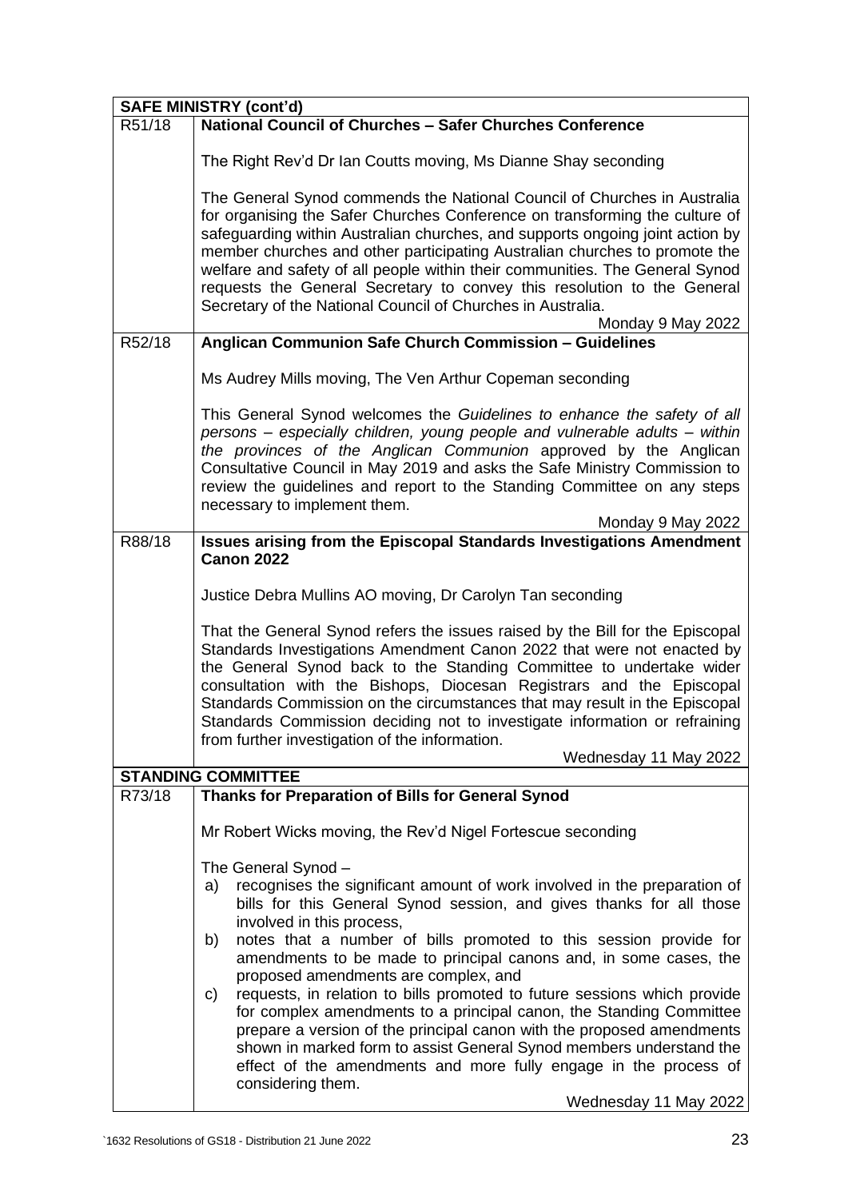| **SAFE MINISTRY (cont'd)** | |
|---|---|
| R51/18 | **National Council of Churches – Safer Churches Conference**<br><br>The Right Rev'd Dr Ian Coutts moving, Ms Dianne Shay seconding<br><br>The General Synod commends the National Council of Churches in Australia for organising the Safer Churches Conference on transforming the culture of safeguarding within Australian churches, and supports ongoing joint action by member churches and other participating Australian churches to promote the welfare and safety of all people within their communities. The General Synod requests the General Secretary to convey this resolution to the General Secretary of the National Council of Churches in Australia.<br>Monday 9 May 2022 |
| R52/18 | **Anglican Communion Safe Church Commission – Guidelines**<br><br>Ms Audrey Mills moving, The Ven Arthur Copeman seconding<br><br>This General Synod welcomes the *Guidelines to enhance the safety of all persons – especially children, young people and vulnerable adults – within the provinces of the Anglican Communion* approved by the Anglican Consultative Council in May 2019 and asks the Safe Ministry Commission to review the guidelines and report to the Standing Committee on any steps necessary to implement them.<br>Monday 9 May 2022 |
| R88/18 | **Issues arising from the Episcopal Standards Investigations Amendment Canon 2022**<br><br>Justice Debra Mullins AO moving, Dr Carolyn Tan seconding<br><br>That the General Synod refers the issues raised by the Bill for the Episcopal Standards Investigations Amendment Canon 2022 that were not enacted by the General Synod back to the Standing Committee to undertake wider consultation with the Bishops, Diocesan Registrars and the Episcopal Standards Commission on the circumstances that may result in the Episcopal Standards Commission deciding not to investigate information or refraining from further investigation of the information.<br>Wednesday 11 May 2022 |
| **STANDING COMMITTEE** | |
| R73/18 | **Thanks for Preparation of Bills for General Synod**<br><br>Mr Robert Wicks moving, the Rev'd Nigel Fortescue seconding<br><br>The General Synod –<br>a) recognises the significant amount of work involved in the preparation of bills for this General Synod session, and gives thanks for all those involved in this process,<br>b) notes that a number of bills promoted to this session provide for amendments to be made to principal canons and, in some cases, the proposed amendments are complex, and<br>c) requests, in relation to bills promoted to future sessions which provide for complex amendments to a principal canon, the Standing Committee prepare a version of the principal canon with the proposed amendments shown in marked form to assist General Synod members understand the effect of the amendments and more fully engage in the process of considering them.<br>Wednesday 11 May 2022 |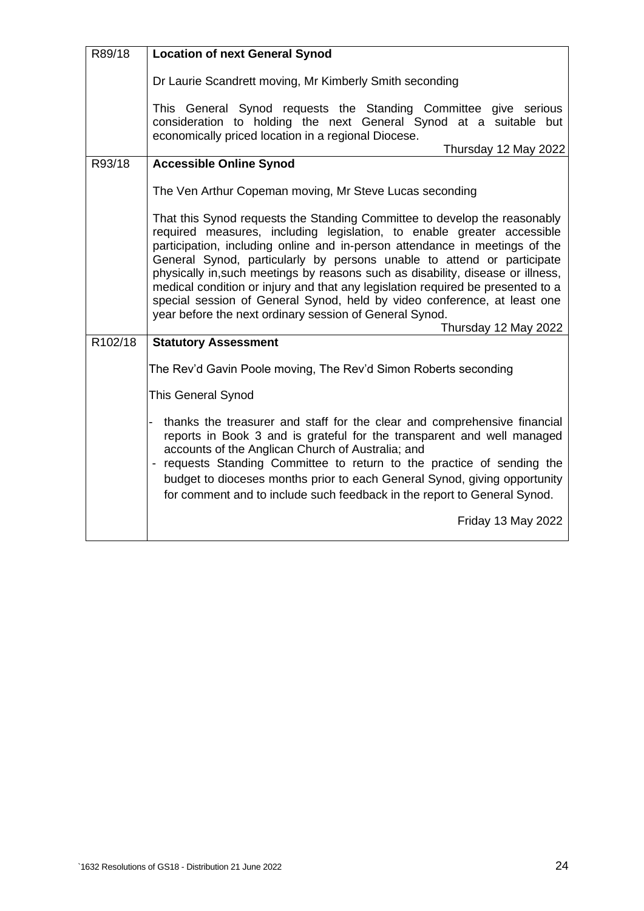| | |
|---|---|
| R89/18 | **Location of next General Synod**<br><br>Dr Laurie Scandrett moving, Mr Kimberly Smith seconding<br><br>This General Synod requests the Standing Committee give serious consideration to holding the next General Synod at a suitable but economically priced location in a regional Diocese.<br><br>Thursday 12 May 2022 |
| R93/18 | **Accessible Online Synod**<br><br>The Ven Arthur Copeman moving, Mr Steve Lucas seconding<br><br>That this Synod requests the Standing Committee to develop the reasonably required measures, including legislation, to enable greater accessible participation, including online and in-person attendance in meetings of the General Synod, particularly by persons unable to attend or participate physically in,such meetings by reasons such as disability, disease or illness, medical condition or injury and that any legislation required be presented to a special session of General Synod, held by video conference, at least one year before the next ordinary session of General Synod.<br><br>Thursday 12 May 2022 |
| R102/18 | **Statutory Assessment**<br><br>The Rev'd Gavin Poole moving, The Rev'd Simon Roberts seconding<br><br>This General Synod<br><br>- thanks the treasurer and staff for the clear and comprehensive financial reports in Book 3 and is grateful for the transparent and well managed accounts of the Anglican Church of Australia; and<br>- requests Standing Committee to return to the practice of sending the budget to dioceses months prior to each General Synod, giving opportunity for comment and to include such feedback in the report to General Synod.<br><br>Friday 13 May 2022 |